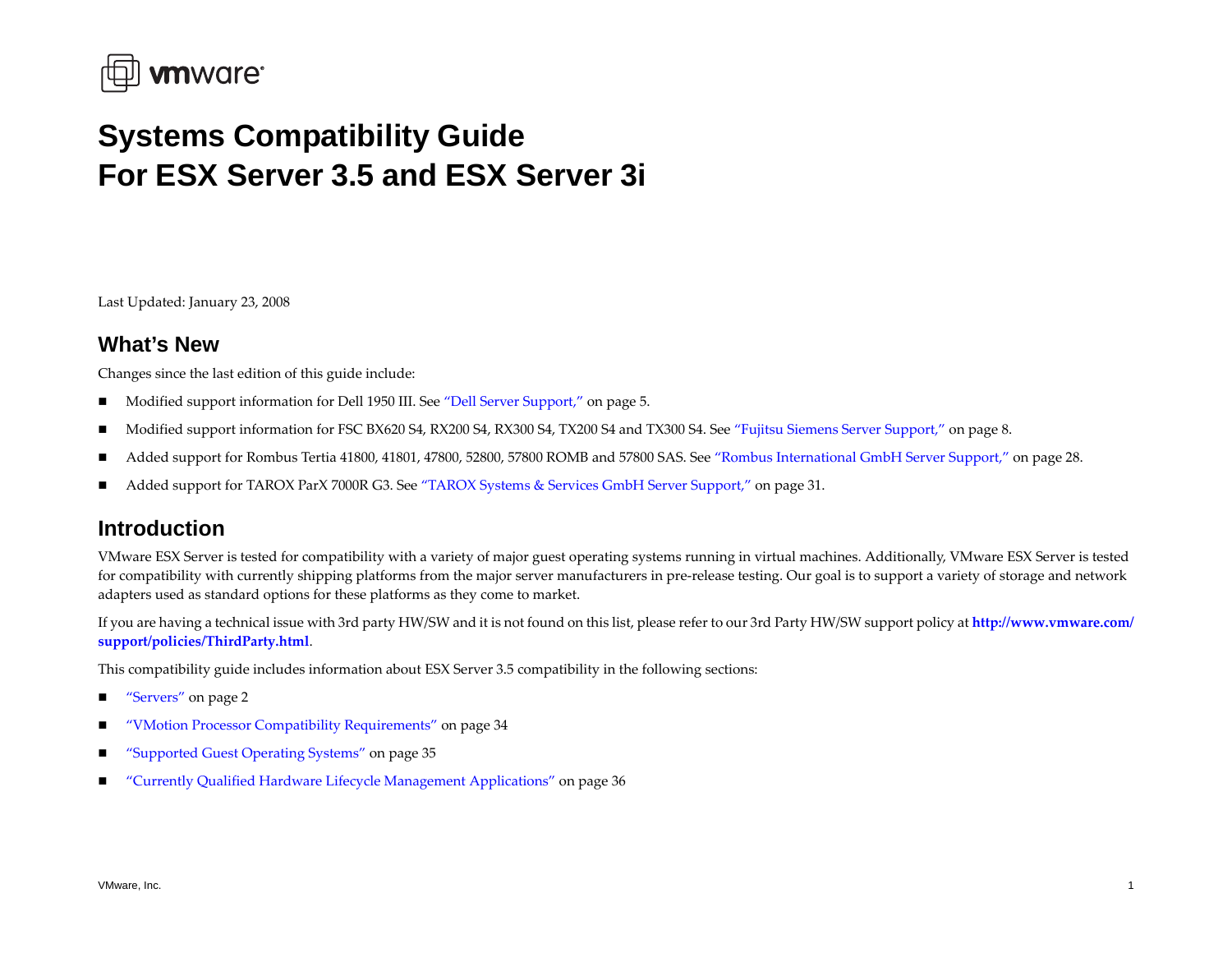# Systems Compatibility Guide
# For ESX Server 3.5 and ESX Server 3i

Last Updated: January 23, 2008

## What's New

Changes since the last edition of this guide include:

- Modified support information for Dell 1950 III. See "Dell Server Support," on page 5.
- Modified support information for FSC BX620 S4, RX200 S4, RX300 S4, TX200 S4 and TX300 S4. See "Fujitsu Siemens Server Support," on page 8.
- Added support for Rombus Tertia 41800, 41801, 47800, 52800, 57800 ROMB and 57800 SAS. See "Rombus International GmbH Server Support," on page 28.
- Added support for TAROX ParX 7000R G3. See "TAROX Systems & Services GmbH Server Support," on page 31.

## Introduction

VMware ESX Server is tested for compatibility with a variety of major guest operating systems running in virtual machines. Additionally, VMware ESX Server is tested for compatibility with currently shipping platforms from the major server manufacturers in pre-release testing. Our goal is to support a variety of storage and network adapters used as standard options for these platforms as they come to market.

If you are having a technical issue with 3rd party HW/SW and it is not found on this list, please refer to our 3rd Party HW/SW support policy at **http://www.vmware.com/support/policies/ThirdParty.html**.

This compatibility guide includes information about ESX Server 3.5 compatibility in the following sections:

- "Servers" on page 2
- "VMotion Processor Compatibility Requirements" on page 34
- "Supported Guest Operating Systems" on page 35
- "Currently Qualified Hardware Lifecycle Management Applications" on page 36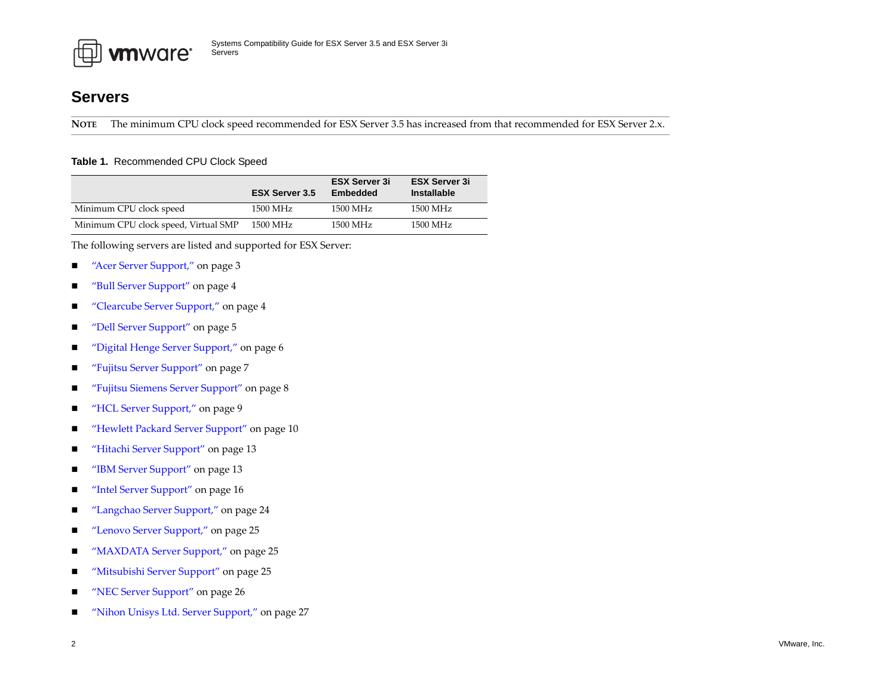# Servers

**NOTE** The minimum CPU clock speed recommended for ESX Server 3.5 has increased from that recommended for ESX Server 2.x.

**Table 1.** Recommended CPU Clock Speed

| | ESX Server 3.5 | ESX Server 3i Embedded | ESX Server 3i Installable |
|---|---|---|---|
| Minimum CPU clock speed | 1500 MHz | 1500 MHz | 1500 MHz |
| Minimum CPU clock speed, Virtual SMP | 1500 MHz | 1500 MHz | 1500 MHz |

The following servers are listed and supported for ESX Server:

- "Acer Server Support," on page 3
- "Bull Server Support" on page 4
- "Clearcube Server Support," on page 4
- "Dell Server Support" on page 5
- "Digital Henge Server Support," on page 6
- "Fujitsu Server Support" on page 7
- "Fujitsu Siemens Server Support" on page 8
- "HCL Server Support," on page 9
- "Hewlett Packard Server Support" on page 10
- "Hitachi Server Support" on page 13
- "IBM Server Support" on page 13
- "Intel Server Support" on page 16
- "Langchao Server Support," on page 24
- "Lenovo Server Support," on page 25
- "MAXDATA Server Support," on page 25
- "Mitsubishi Server Support" on page 25
- "NEC Server Support" on page 26
- "Nihon Unisys Ltd. Server Support," on page 27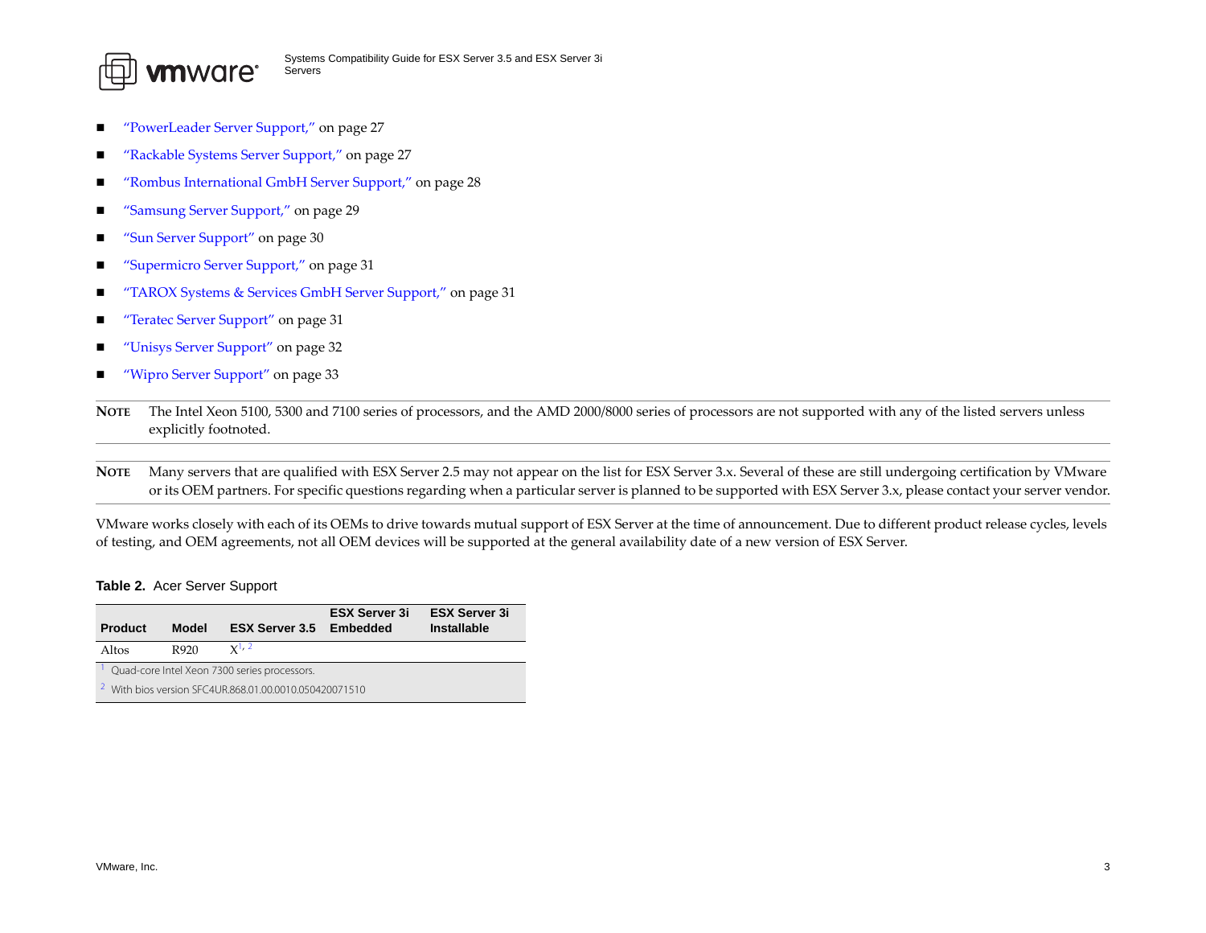- "PowerLeader Server Support," on page 27
- "Rackable Systems Server Support," on page 27
- "Rombus International GmbH Server Support," on page 28
- "Samsung Server Support," on page 29
- "Sun Server Support" on page 30
- "Supermicro Server Support," on page 31
- "TAROX Systems & Services GmbH Server Support," on page 31
- "Teratec Server Support" on page 31
- "Unisys Server Support" on page 32
- "Wipro Server Support" on page 33

**NOTE** The Intel Xeon 5100, 5300 and 7100 series of processors, and the AMD 2000/8000 series of processors are not supported with any of the listed servers unless explicitly footnoted.

**NOTE** Many servers that are qualified with ESX Server 2.5 may not appear on the list for ESX Server 3.x. Several of these are still undergoing certification by VMware or its OEM partners. For specific questions regarding when a particular server is planned to be supported with ESX Server 3.x, please contact your server vendor.

VMware works closely with each of its OEMs to drive towards mutual support of ESX Server at the time of announcement. Due to different product release cycles, levels of testing, and OEM agreements, not all OEM devices will be supported at the general availability date of a new version of ESX Server.

**Table 2.** Acer Server Support

| Product | Model | ESX Server 3.5 | ESX Server 3i Embedded | ESX Server 3i Installable |
|---|---|---|---|---|
| Altos | R920 | X[1, 2] | | |

[1] Quad-core Intel Xeon 7300 series processors.

[2] With bios version SFC4UR.868.01.00.0010.050420071510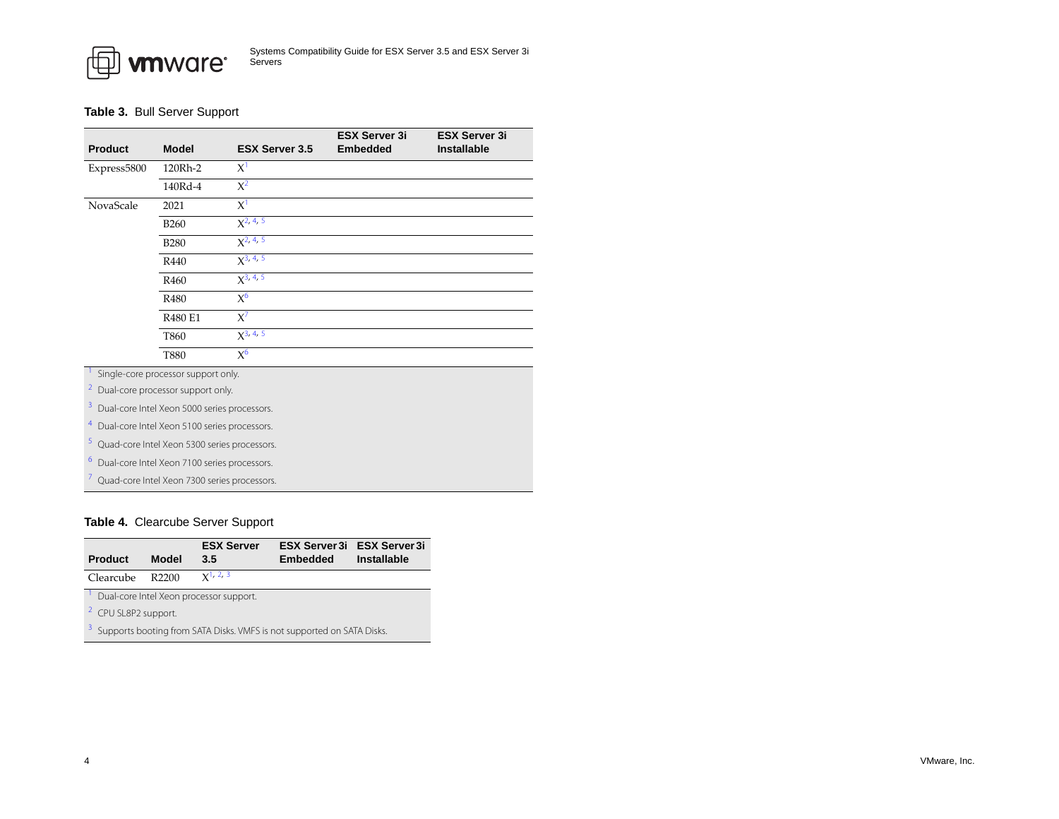**Table 3.** Bull Server Support

| Product | Model | ESX Server 3.5 | ESX Server 3i Embedded | ESX Server 3i Installable |
|---|---|---|---|---|
| Express5800 | 120Rh-2 | X[1] | | |
| | 140Rd-4 | X[2] | | |
| NovaScale | 2021 | X[1] | | |
| | B260 | X[2, 4, 5] | | |
| | B280 | X[2, 4, 5] | | |
| | R440 | X[3, 4, 5] | | |
| | R460 | X[3, 4, 5] | | |
| | R480 | X[6] | | |
| | R480 E1 | X[7] | | |
| | T860 | X[3, 4, 5] | | |
| | T880 | X[6] | | |

[1] Single-core processor support only.

[2] Dual-core processor support only.

[3] Dual-core Intel Xeon 5000 series processors.

[4] Dual-core Intel Xeon 5100 series processors.

[5] Quad-core Intel Xeon 5300 series processors.

[6] Dual-core Intel Xeon 7100 series processors.

[7] Quad-core Intel Xeon 7300 series processors.

**Table 4.** Clearcube Server Support

| Product | Model | ESX Server 3.5 | ESX Server 3i Embedded | ESX Server 3i Installable |
|---|---|---|---|---|
| Clearcube | R2200 | X[1, 2, 3] | | |

[1] Dual-core Intel Xeon processor support.

[2] CPU SL8P2 support.

[3] Supports booting from SATA Disks. VMFS is not supported on SATA Disks.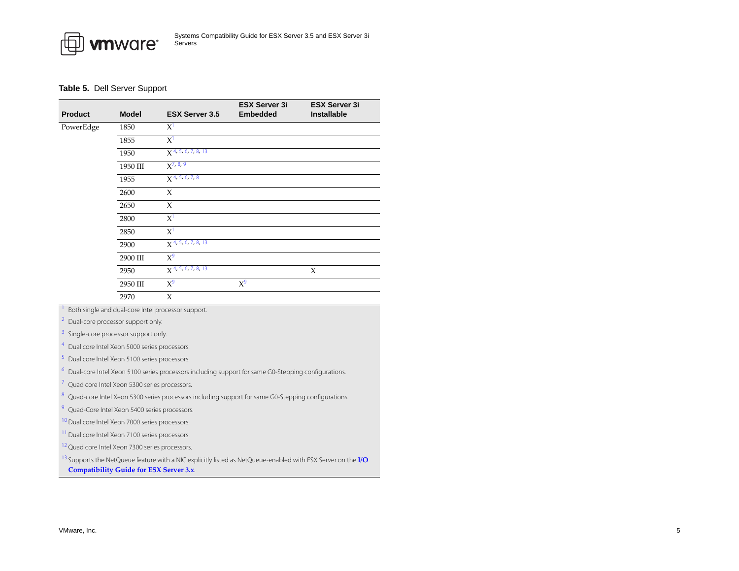**Table 5.** Dell Server Support

| Product | Model | ESX Server 3.5 | ESX Server 3i Embedded | ESX Server 3i Installable |
|---|---|---|---|---|
| PowerEdge | 1850 | X[1] | | |
| | 1855 | X[1] | | |
| | 1950 | X[4, 5, 6, 7, 8, 13] | | |
| | 1950 III | X[7, 8, 9] | | |
| | 1955 | X[4, 5, 6, 7, 8] | | |
| | 2600 | X | | |
| | 2650 | X | | |
| | 2800 | X[1] | | |
| | 2850 | X[1] | | |
| | 2900 | X[4, 5, 6, 7, 8, 13] | | |
| | 2900 III | X[9] | | |
| | 2950 | X[4, 5, 6, 7, 8, 13] | | X |
| | 2950 III | X[9] | X[9] | |
| | 2970 | X | | |

[1] Both single and dual-core Intel processor support.

[2] Dual-core processor support only.

[3] Single-core processor support only.

[4] Dual core Intel Xeon 5000 series processors.

[5] Dual core Intel Xeon 5100 series processors.

[6] Dual-core Intel Xeon 5100 series processors including support for same G0-Stepping configurations.

[7] Quad core Intel Xeon 5300 series processors.

[8] Quad-core Intel Xeon 5300 series processors including support for same G0-Stepping configurations.

[9] Quad-Core Intel Xeon 5400 series processors.

[10] Dual core Intel Xeon 7000 series processors.

[11] Dual core Intel Xeon 7100 series processors.

[12] Quad core Intel Xeon 7300 series processors.

[13] Supports the NetQueue feature with a NIC explicitly listed as NetQueue-enabled with ESX Server on the **I/O Compatibility Guide for ESX Server 3.x**.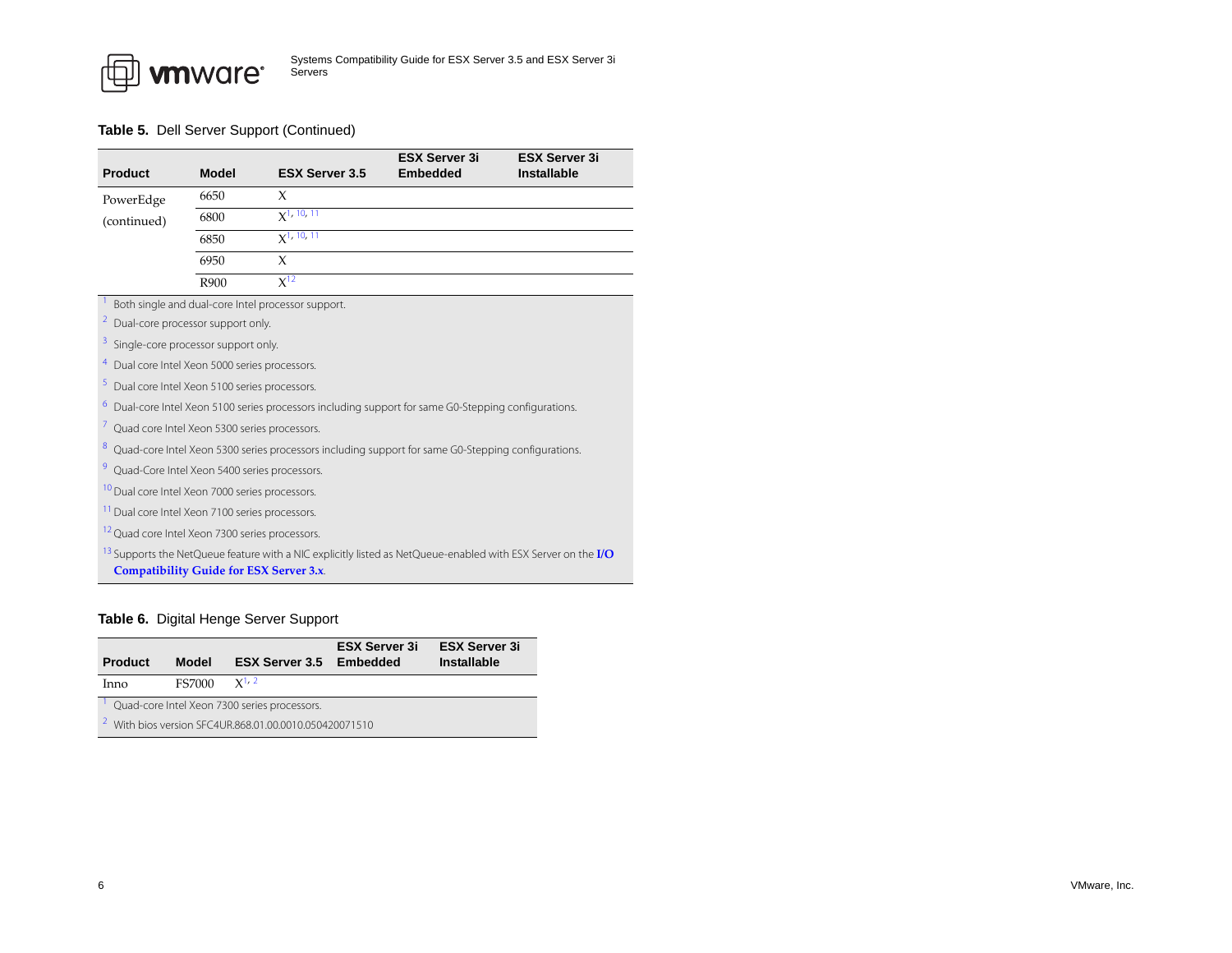**Table 5.** Dell Server Support (Continued)

| Product | Model | ESX Server 3.5 | ESX Server 3i Embedded | ESX Server 3i Installable |
|---|---|---|---|---|
| PowerEdge (continued) | 6650 | X | | |
| | 6800 | X[1, 10, 11] | | |
| | 6850 | X[1, 10, 11] | | |
| | 6950 | X | | |
| | R900 | X[12] | | |

[1] Both single and dual-core Intel processor support.
[2] Dual-core processor support only.
[3] Single-core processor support only.
[4] Dual core Intel Xeon 5000 series processors.
[5] Dual core Intel Xeon 5100 series processors.
[6] Dual-core Intel Xeon 5100 series processors including support for same G0-Stepping configurations.
[7] Quad core Intel Xeon 5300 series processors.
[8] Quad-core Intel Xeon 5300 series processors including support for same G0-Stepping configurations.
[9] Quad-Core Intel Xeon 5400 series processors.
[10] Dual core Intel Xeon 7000 series processors.
[11] Dual core Intel Xeon 7100 series processors.
[12] Quad core Intel Xeon 7300 series processors.
[13] Supports the NetQueue feature with a NIC explicitly listed as NetQueue-enabled with ESX Server on the **I/O Compatibility Guide for ESX Server 3.x**.

**Table 6.** Digital Henge Server Support

| Product | Model | ESX Server 3.5 | ESX Server 3i Embedded | ESX Server 3i Installable |
|---|---|---|---|---|
| Inno | FS7000 | X[1, 2] | | |

[1] Quad-core Intel Xeon 7300 series processors.
[2] With bios version SFC4UR.868.01.00.0010.050420071510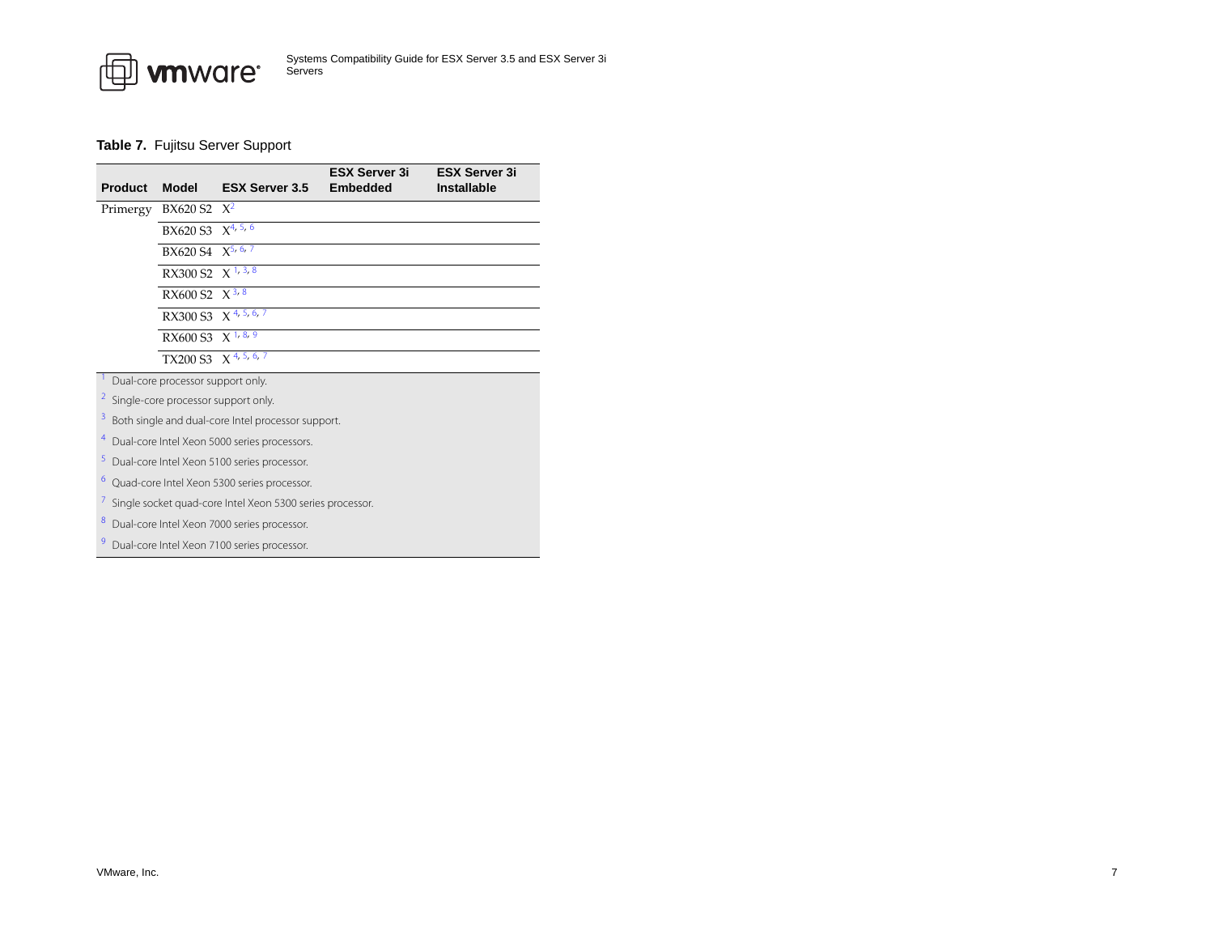**Table 7.** Fujitsu Server Support

| Product | Model | ESX Server 3.5 | ESX Server 3i Embedded | ESX Server 3i Installable |
|---|---|---|---|---|
| Primergy | BX620 S2 | X[2] | | |
| | BX620 S3 | X[4, 5, 6] | | |
| | BX620 S4 | X[5, 6, 7] | | |
| | RX300 S2 | X [1, 3, 8] | | |
| | RX600 S2 | X [3, 8] | | |
| | RX300 S3 | X [4, 5, 6, 7] | | |
| | RX600 S3 | X [1, 8, 9] | | |
| | TX200 S3 | X [4, 5, 6, 7] | | |

[1] Dual-core processor support only.

[2] Single-core processor support only.

[3] Both single and dual-core Intel processor support.

[4] Dual-core Intel Xeon 5000 series processors.

[5] Dual-core Intel Xeon 5100 series processor.

[6] Quad-core Intel Xeon 5300 series processor.

[7] Single socket quad-core Intel Xeon 5300 series processor.

[8] Dual-core Intel Xeon 7000 series processor.

[9] Dual-core Intel Xeon 7100 series processor.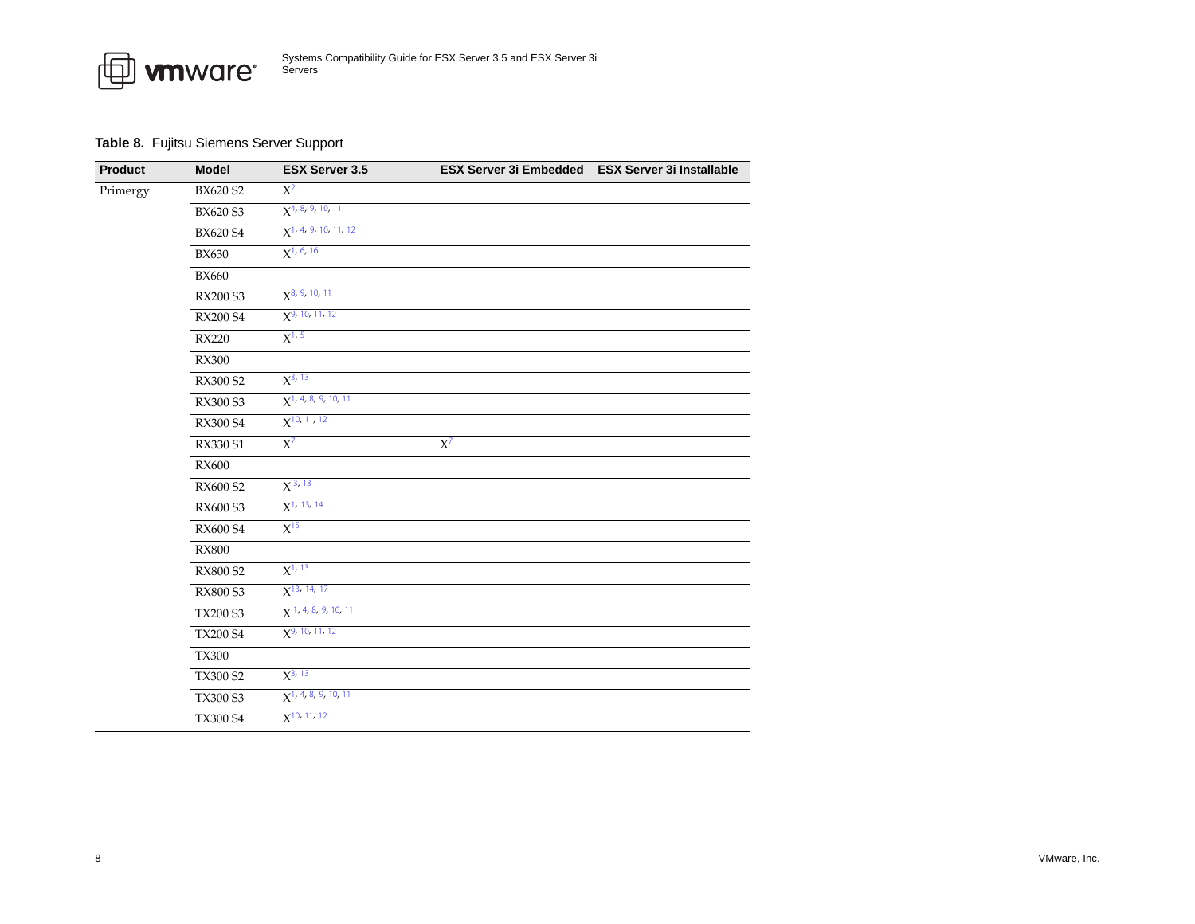**Table 8.** Fujitsu Siemens Server Support

| Product | Model | ESX Server 3.5 | ESX Server 3i Embedded | ESX Server 3i Installable |
|---|---|---|---|---|
| Primergy | BX620 S2 | X[2] | | |
| | BX620 S3 | X[4, 8, 9, 10, 11] | | |
| | BX620 S4 | X[1, 4, 9, 10, 11, 12] | | |
| | BX630 | X[1, 6, 16] | | |
| | BX660 | | | |
| | RX200 S3 | X[8, 9, 10, 11] | | |
| | RX200 S4 | X[9, 10, 11, 12] | | |
| | RX220 | X[1, 5] | | |
| | RX300 | | | |
| | RX300 S2 | X[3, 13] | | |
| | RX300 S3 | X[1, 4, 8, 9, 10, 11] | | |
| | RX300 S4 | X[10, 11, 12] | | |
| | RX330 S1 | X[7] | X[7] | |
| | RX600 | | | |
| | RX600 S2 | X[3, 13] | | |
| | RX600 S3 | X[1, 13, 14] | | |
| | RX600 S4 | X[15] | | |
| | RX800 | | | |
| | RX800 S2 | X[1, 13] | | |
| | RX800 S3 | X[13, 14, 17] | | |
| | TX200 S3 | X[1, 4, 8, 9, 10, 11] | | |
| | TX200 S4 | X[9, 10, 11, 12] | | |
| | TX300 | | | |
| | TX300 S2 | X[3, 13] | | |
| | TX300 S3 | X[1, 4, 8, 9, 10, 11] | | |
| | TX300 S4 | X[10, 11, 12] | | |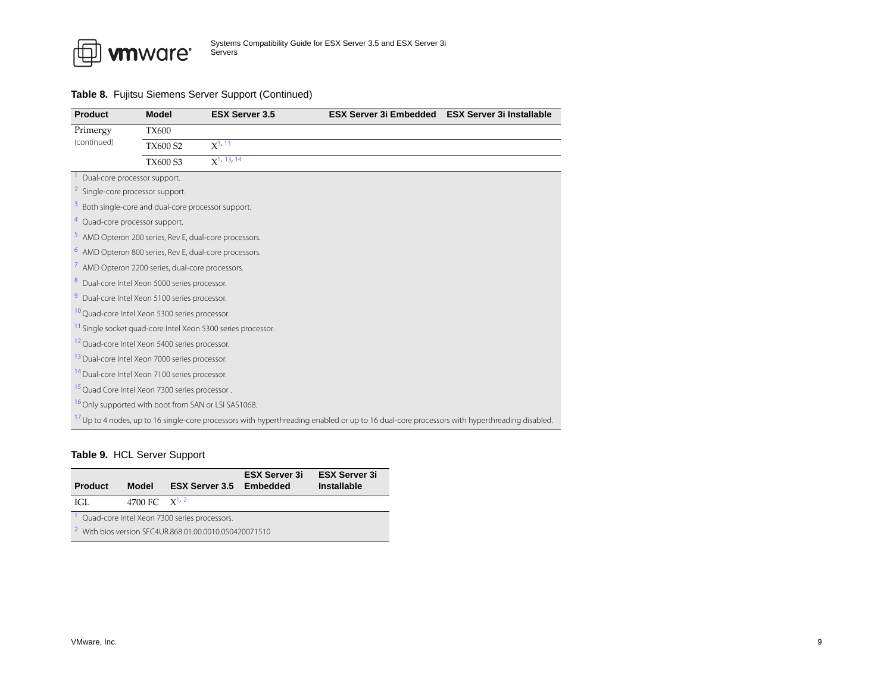**Table 8.** Fujitsu Siemens Server Support (Continued)

| Product | Model | ESX Server 3.5 | ESX Server 3i Embedded | ESX Server 3i Installable |
|---|---|---|---|---|
| Primergy (continued) | TX600 | | | |
| | TX600 S2 | X[3, 13] | | |
| | TX600 S3 | X[1, 13, 14] | | |

[1] Dual-core processor support.
[2] Single-core processor support.
[3] Both single-core and dual-core processor support.
[4] Quad-core processor support.
[5] AMD Opteron 200 series, Rev E, dual-core processors.
[6] AMD Opteron 800 series, Rev E, dual-core processors.
[7] AMD Opteron 2200 series, dual-core processors.
[8] Dual-core Intel Xeon 5000 series processor.
[9] Dual-core Intel Xeon 5100 series processor.
[10] Quad-core Intel Xeon 5300 series processor.
[11] Single socket quad-core Intel Xeon 5300 series processor.
[12] Quad-core Intel Xeon 5400 series processor.
[13] Dual-core Intel Xeon 7000 series processor.
[14] Dual-core Intel Xeon 7100 series processor.
[15] Quad Core Intel Xeon 7300 series processor .
[16] Only supported with boot from SAN or LSI SAS1068.
[17] Up to 4 nodes, up to 16 single-core processors with hyperthreading enabled or up to 16 dual-core processors with hyperthreading disabled.

**Table 9.** HCL Server Support

| Product | Model | ESX Server 3.5 | ESX Server 3i Embedded | ESX Server 3i Installable |
|---|---|---|---|---|
| IGL | 4700 FC | X[1, 2] | | |

[1] Quad-core Intel Xeon 7300 series processors.
[2] With bios version SFC4UR.868.01.00.0010.050420071510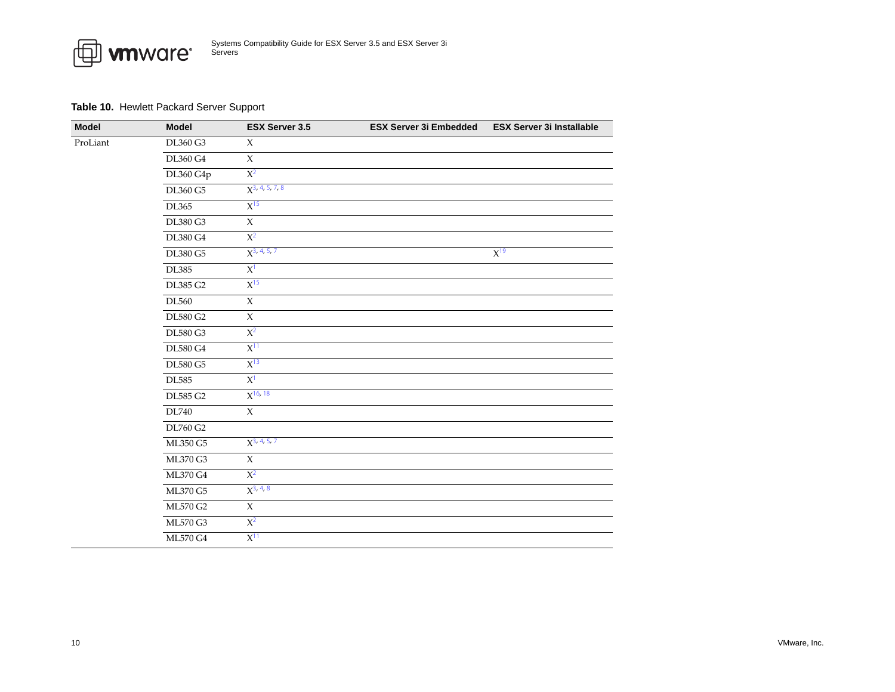**Table 10.** Hewlett Packard Server Support

| Model | Model | ESX Server 3.5 | ESX Server 3i Embedded | ESX Server 3i Installable |
| --- | --- | --- | --- | --- |
| ProLiant | DL360 G3 | X | | |
| | DL360 G4 | X | | |
| | DL360 G4p | X[2] | | |
| | DL360 G5 | X[3, 4, 5, 7, 8] | | |
| | DL365 | X[15] | | |
| | DL380 G3 | X | | |
| | DL380 G4 | X[2] | | |
| | DL380 G5 | X[3, 4, 5, 7] | | X[19] |
| | DL385 | X[1] | | |
| | DL385 G2 | X[15] | | |
| | DL560 | X | | |
| | DL580 G2 | X | | |
| | DL580 G3 | X[2] | | |
| | DL580 G4 | X[11] | | |
| | DL580 G5 | X[13] | | |
| | DL585 | X[1] | | |
| | DL585 G2 | X[16, 18] | | |
| | DL740 | X | | |
| | DL760 G2 | | | |
| | ML350 G5 | X[3, 4, 5, 7] | | |
| | ML370 G3 | X | | |
| | ML370 G4 | X[2] | | |
| | ML370 G5 | X[3, 4, 8] | | |
| | ML570 G2 | X | | |
| | ML570 G3 | X[2] | | |
| | ML570 G4 | X[11] | | |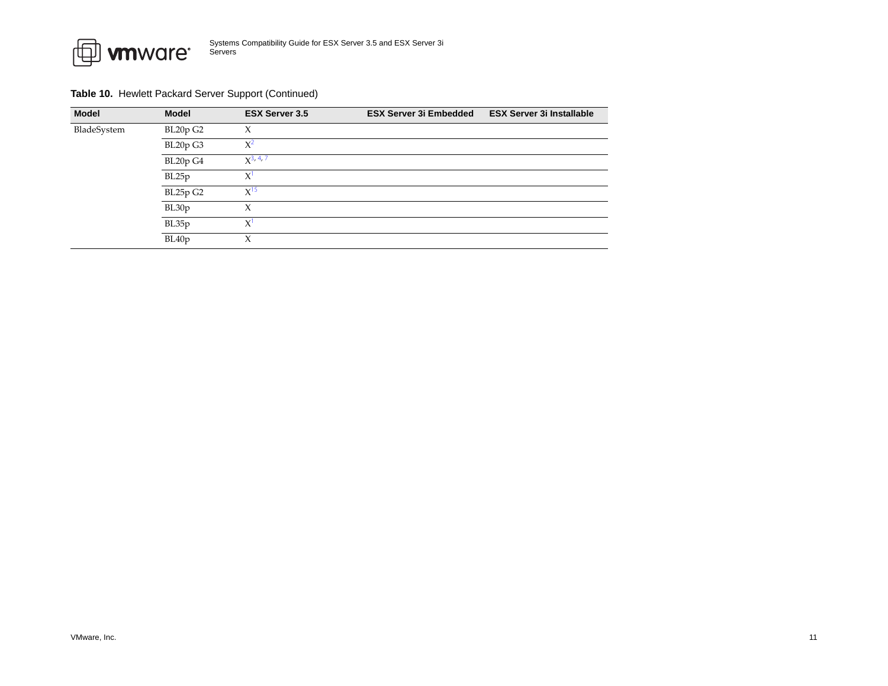**Table 10.** Hewlett Packard Server Support (Continued)

| Model | Model | ESX Server 3.5 | ESX Server 3i Embedded | ESX Server 3i Installable |
|---|---|---|---|---|
| BladeSystem | BL20p G2 | X | | |
| | BL20p G3 | X[2] | | |
| | BL20p G4 | X[3, 4, 7] | | |
| | BL25p | X[1] | | |
| | BL25p G2 | X[15] | | |
| | BL30p | X | | |
| | BL35p | X[1] | | |
| | BL40p | X | | |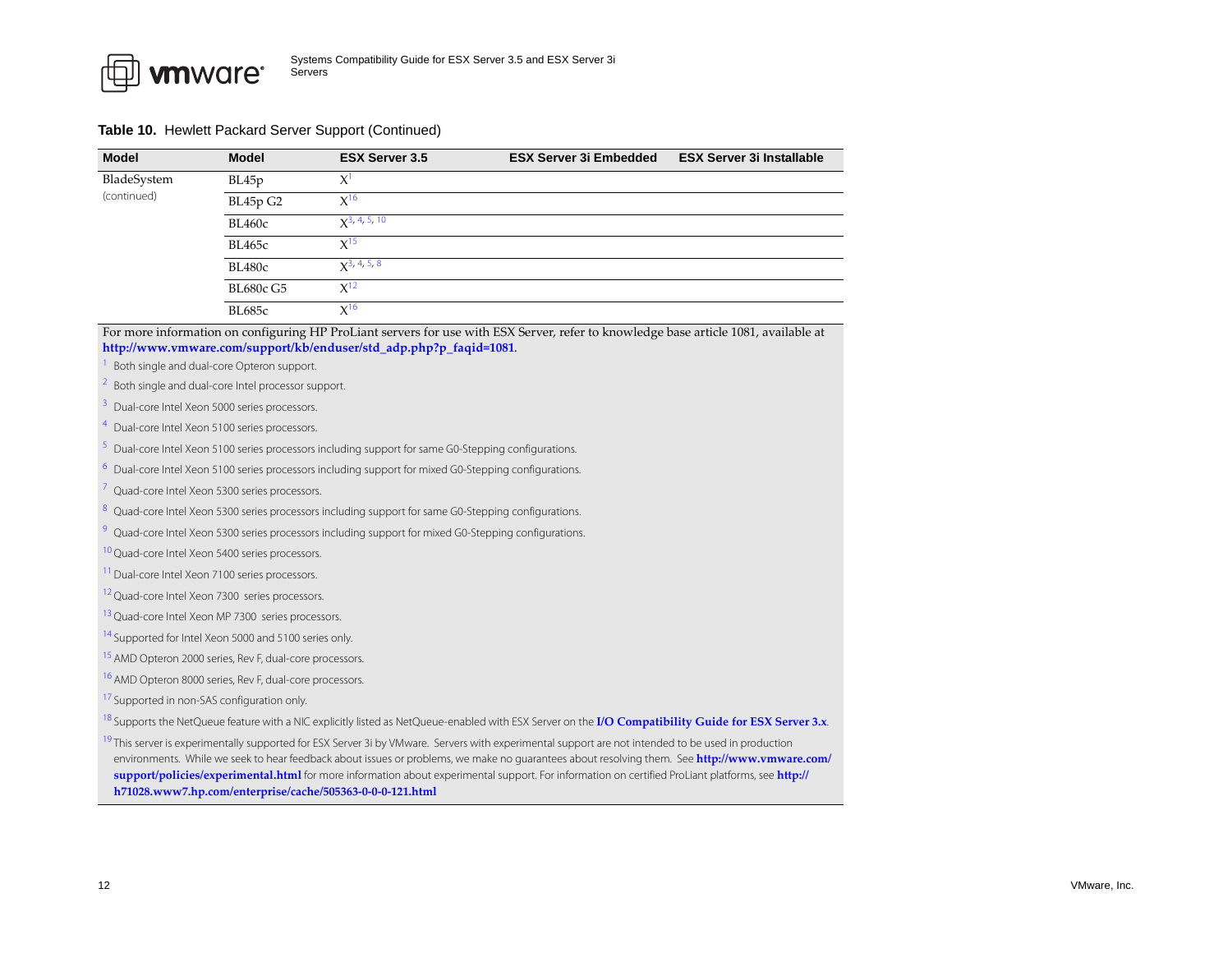**Table 10.** Hewlett Packard Server Support (Continued)

| Model | Model | ESX Server 3.5 | ESX Server 3i Embedded | ESX Server 3i Installable |
|---|---|---|---|---|
| BladeSystem (continued) | BL45p | X[1] | | |
| | BL45p G2 | X[16] | | |
| | BL460c | X[3, 4, 5, 10] | | |
| | BL465c | X[15] | | |
| | BL480c | X[3, 4, 5, 8] | | |
| | BL680c G5 | X[12] | | |
| | BL685c | X[16] | | |

For more information on configuring HP ProLiant servers for use with ESX Server, refer to knowledge base article 1081, available at **http://www.vmware.com/support/kb/enduser/std_adp.php?p_faqid=1081**.

[1] Both single and dual-core Opteron support.

[2] Both single and dual-core Intel processor support.

[3] Dual-core Intel Xeon 5000 series processors.

[4] Dual-core Intel Xeon 5100 series processors.

[5] Dual-core Intel Xeon 5100 series processors including support for same G0-Stepping configurations.

[6] Dual-core Intel Xeon 5100 series processors including support for mixed G0-Stepping configurations.

[7] Quad-core Intel Xeon 5300 series processors.

[8] Quad-core Intel Xeon 5300 series processors including support for same G0-Stepping configurations.

[9] Quad-core Intel Xeon 5300 series processors including support for mixed G0-Stepping configurations.

[10] Quad-core Intel Xeon 5400 series processors.

[11] Dual-core Intel Xeon 7100 series processors.

[12] Quad-core Intel Xeon 7300 series processors.

[13] Quad-core Intel Xeon MP 7300 series processors.

[14] Supported for Intel Xeon 5000 and 5100 series only.

[15] AMD Opteron 2000 series, Rev F, dual-core processors.

[16] AMD Opteron 8000 series, Rev F, dual-core processors.

[17] Supported in non-SAS configuration only.

[18] Supports the NetQueue feature with a NIC explicitly listed as NetQueue-enabled with ESX Server on the **I/O Compatibility Guide for ESX Server 3.x**.

[19] This server is experimentally supported for ESX Server 3i by VMware. Servers with experimental support are not intended to be used in production environments. While we seek to hear feedback about issues or problems, we make no guarantees about resolving them. See **http://www.vmware.com/support/policies/experimental.html** for more information about experimental support. For information on certified ProLiant platforms, see **http://h71028.www7.hp.com/enterprise/cache/505363-0-0-0-121.html**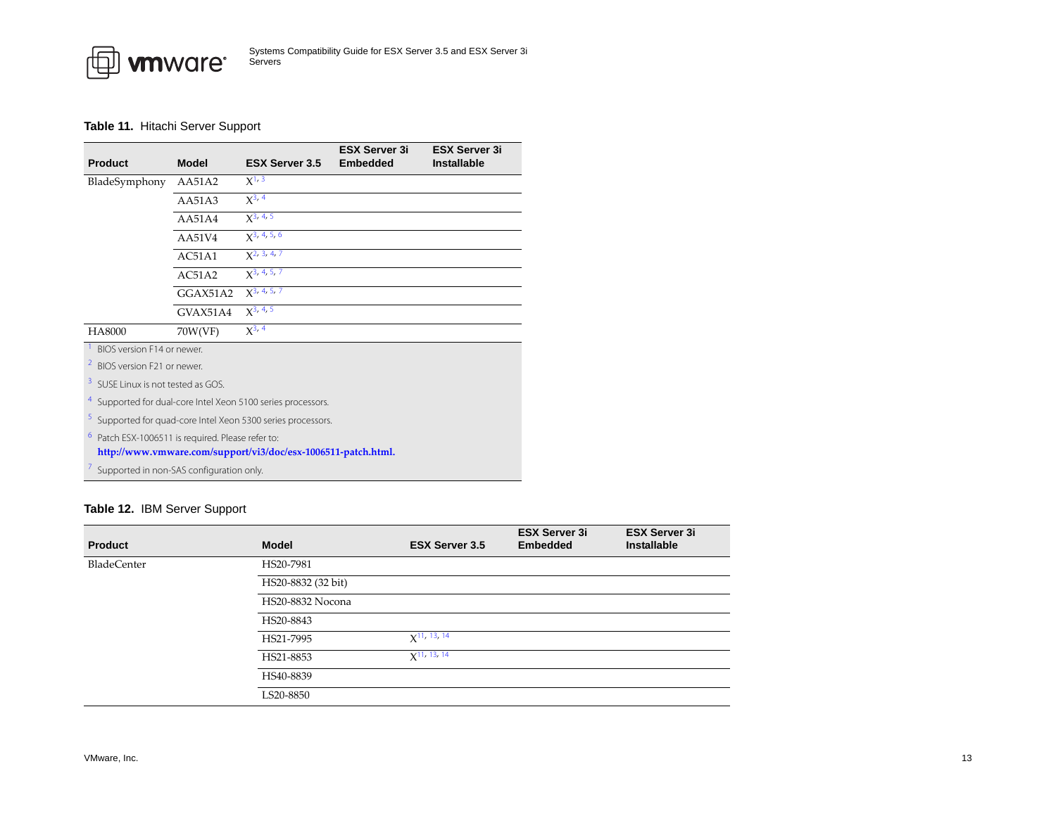**Table 11.** Hitachi Server Support

| Product | Model | ESX Server 3.5 | ESX Server 3i Embedded | ESX Server 3i Installable |
|---|---|---|---|---|
| BladeSymphony | AA51A2 | X[1, 3] | | |
| | AA51A3 | X[3, 4] | | |
| | AA51A4 | X[3, 4, 5] | | |
| | AA51V4 | X[3, 4, 5, 6] | | |
| | AC51A1 | X[2, 3, 4, 7] | | |
| | AC51A2 | X[3, 4, 5, 7] | | |
| | GGAX51A2 | X[3, 4, 5, 7] | | |
| | GVAX51A4 | X[3, 4, 5] | | |
| HA8000 | 70W(VF) | X[3, 4] | | |

[1] BIOS version F14 or newer.

[2] BIOS version F21 or newer.

[3] SUSE Linux is not tested as GOS.

[4] Supported for dual-core Intel Xeon 5100 series processors.

[5] Supported for quad-core Intel Xeon 5300 series processors.

[6] Patch ESX-1006511 is required. Please refer to: **http://www.vmware.com/support/vi3/doc/esx-1006511-patch.html.**

[7] Supported in non-SAS configuration only.

**Table 12.** IBM Server Support

| Product | Model | ESX Server 3.5 | ESX Server 3i Embedded | ESX Server 3i Installable |
|---|---|---|---|---|
| BladeCenter | HS20-7981 | | | |
| | HS20-8832 (32 bit) | | | |
| | HS20-8832 Nocona | | | |
| | HS20-8843 | | | |
| | HS21-7995 | X[11, 13, 14] | | |
| | HS21-8853 | X[11, 13, 14] | | |
| | HS40-8839 | | | |
| | LS20-8850 | | | |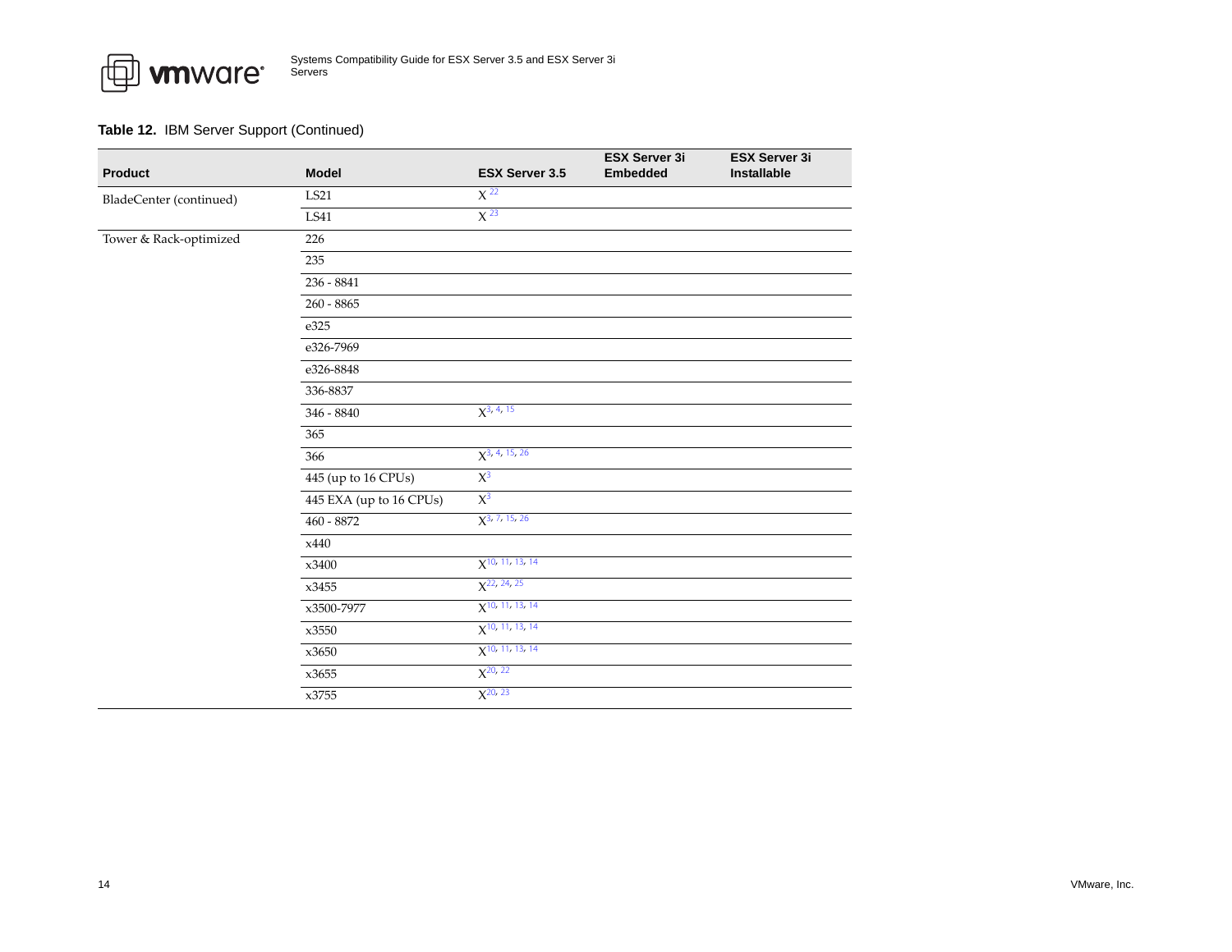**Table 12.** IBM Server Support (Continued)

| Product | Model | ESX Server 3.5 | ESX Server 3i Embedded | ESX Server 3i Installable |
|---|---|---|---|---|
| BladeCenter (continued) | LS21 | X [22] | | |
| | LS41 | X [23] | | |
| Tower & Rack-optimized | 226 | | | |
| | 235 | | | |
| | 236 - 8841 | | | |
| | 260 - 8865 | | | |
| | e325 | | | |
| | e326-7969 | | | |
| | e326-8848 | | | |
| | 336-8837 | | | |
| | 346 - 8840 | X [3, 4, 15] | | |
| | 365 | | | |
| | 366 | X [3, 4, 15, 26] | | |
| | 445 (up to 16 CPUs) | X [3] | | |
| | 445 EXA (up to 16 CPUs) | X [3] | | |
| | 460 - 8872 | X [3, 7, 15, 26] | | |
| | x440 | | | |
| | x3400 | X [10, 11, 13, 14] | | |
| | x3455 | X [22, 24, 25] | | |
| | x3500-7977 | X [10, 11, 13, 14] | | |
| | x3550 | X [10, 11, 13, 14] | | |
| | x3650 | X [10, 11, 13, 14] | | |
| | x3655 | X [20, 22] | | |
| | x3755 | X [20, 23] | | |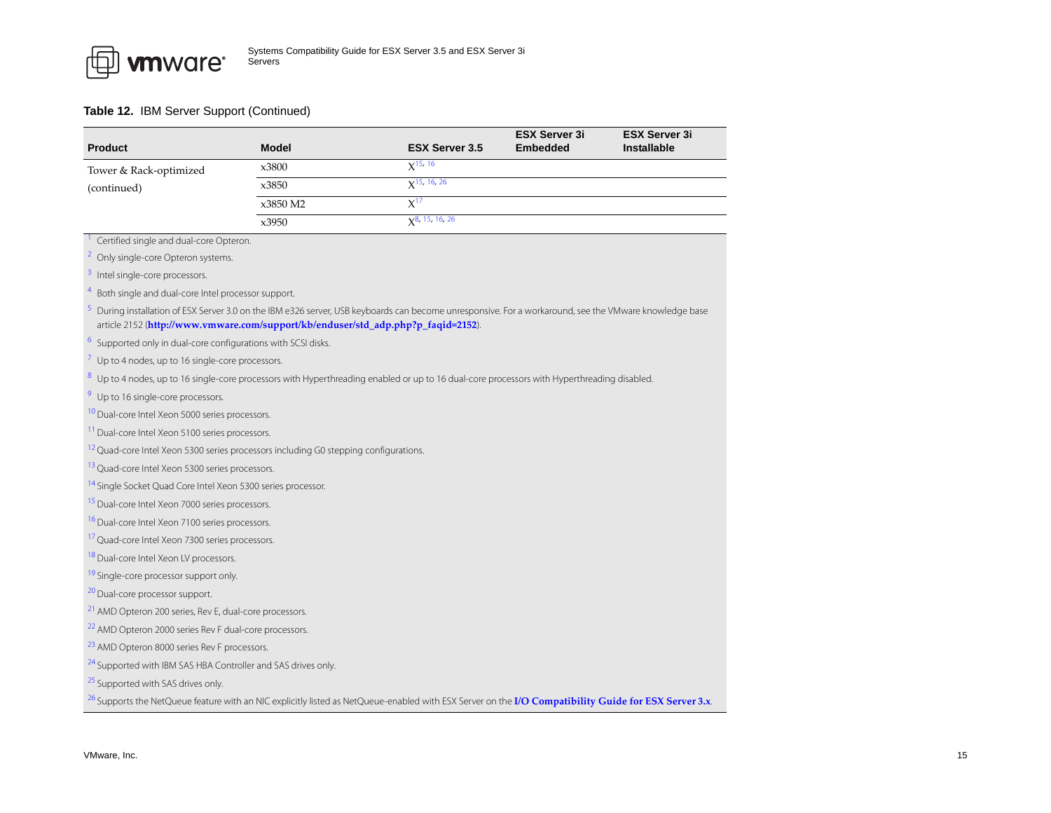**Table 12.** IBM Server Support (Continued)

| Product | Model | ESX Server 3.5 | ESX Server 3i Embedded | ESX Server 3i Installable |
|---|---|---|---|---|
| Tower & Rack-optimized (continued) | x3800 | X[15, 16] | | |
| | x3850 | X[15, 16, 26] | | |
| | x3850 M2 | X[17] | | |
| | x3950 | X[8, 15, 16, 26] | | |

[1] Certified single and dual-core Opteron.

[2] Only single-core Opteron systems.

[3] Intel single-core processors.

[4] Both single and dual-core Intel processor support.

[5] During installation of ESX Server 3.0 on the IBM e326 server, USB keyboards can become unresponsive. For a workaround, see the VMware knowledge base article 2152 (**http://www.vmware.com/support/kb/enduser/std_adp.php?p_faqid=2152**).

[6] Supported only in dual-core configurations with SCSI disks.

[7] Up to 4 nodes, up to 16 single-core processors.

[8] Up to 4 nodes, up to 16 single-core processors with Hyperthreading enabled or up to 16 dual-core processors with Hyperthreading disabled.

[9] Up to 16 single-core processors.

[10] Dual-core Intel Xeon 5000 series processors.

[11] Dual-core Intel Xeon 5100 series processors.

[12] Quad-core Intel Xeon 5300 series processors including G0 stepping configurations.

[13] Quad-core Intel Xeon 5300 series processors.

[14] Single Socket Quad Core Intel Xeon 5300 series processor.

[15] Dual-core Intel Xeon 7000 series processors.

[16] Dual-core Intel Xeon 7100 series processors.

[17] Quad-core Intel Xeon 7300 series processors.

[18] Dual-core Intel Xeon LV processors.

[19] Single-core processor support only.

[20] Dual-core processor support.

[21] AMD Opteron 200 series, Rev E, dual-core processors.

[22] AMD Opteron 2000 series Rev F dual-core processors.

[23] AMD Opteron 8000 series Rev F processors.

[24] Supported with IBM SAS HBA Controller and SAS drives only.

[25] Supported with SAS drives only.

[26] Supports the NetQueue feature with an NIC explicitly listed as NetQueue-enabled with ESX Server on the **I/O Compatibility Guide for ESX Server 3.x**.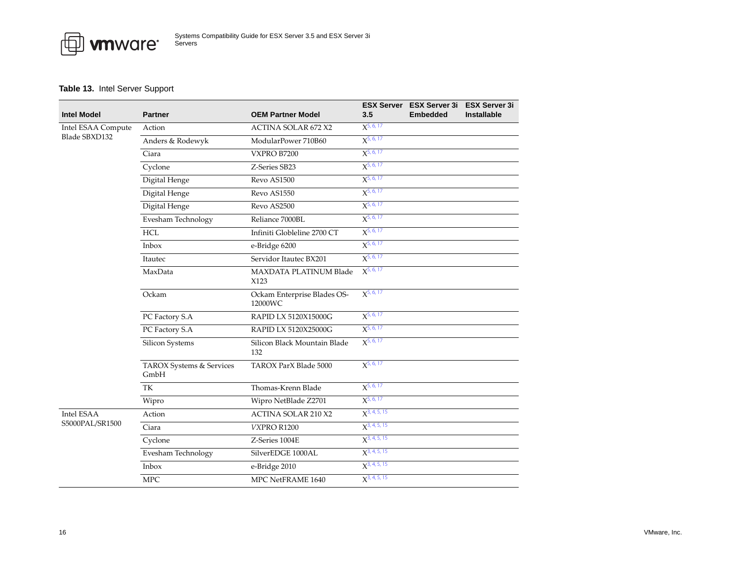**Table 13.** Intel Server Support

| Intel Model | Partner | OEM Partner Model | ESX Server 3.5 | ESX Server 3i Embedded | ESX Server 3i Installable |
|---|---|---|---|---|---|
| Intel ESAA Compute Blade SBXD132 | Action | ACTINA SOLAR 672 X2 | X[5, 6, 17] | | |
| | Anders & Rodewyk | ModularPower 710B60 | X[5, 6, 17] | | |
| | Ciara | VXPRO B7200 | X[5, 6, 17] | | |
| | Cyclone | Z-Series SB23 | X[5, 6, 17] | | |
| | Digital Henge | Revo AS1500 | X[5, 6, 17] | | |
| | Digital Henge | Revo AS1550 | X[5, 6, 17] | | |
| | Digital Henge | Revo AS2500 | X[5, 6, 17] | | |
| | Evesham Technology | Reliance 7000BL | X[5, 6, 17] | | |
| | HCL | Infiniti Globleline 2700 CT | X[5, 6, 17] | | |
| | Inbox | e-Bridge 6200 | X[5, 6, 17] | | |
| | Itautec | Servidor Itautec BX201 | X[5, 6, 17] | | |
| | MaxData | MAXDATA PLATINUM Blade X123 | X[5, 6, 17] | | |
| | Ockam | Ockam Enterprise Blades OS-12000WC | X[5, 6, 17] | | |
| | PC Factory S.A | RAPID LX 5120X15000G | X[5, 6, 17] | | |
| | PC Factory S.A | RAPID LX 5120X25000G | X[5, 6, 17] | | |
| | Silicon Systems | Silicon Black Mountain Blade 132 | X[5, 6, 17] | | |
| | TAROX Systems & Services GmbH | TAROX ParX Blade 5000 | X[5, 6, 17] | | |
| | TK | Thomas-Krenn Blade | X[5, 6, 17] | | |
| | Wipro | Wipro NetBlade Z2701 | X[5, 6, 17] | | |
| Intel ESAA S5000PAL/SR1500 | Action | ACTINA SOLAR 210 X2 | X[3, 4, 5, 15] | | |
| | Ciara | *VXPRO* R1200 | X[3, 4, 5, 15] | | |
| | Cyclone | Z-Series 1004E | X[3, 4, 5, 15] | | |
| | Evesham Technology | SilverEDGE 1000AL | X[3, 4, 5, 15] | | |
| | Inbox | e-Bridge 2010 | X[3, 4, 5, 15] | | |
| | MPC | MPC NetFRAME 1640 | X[3, 4, 5, 15] | | |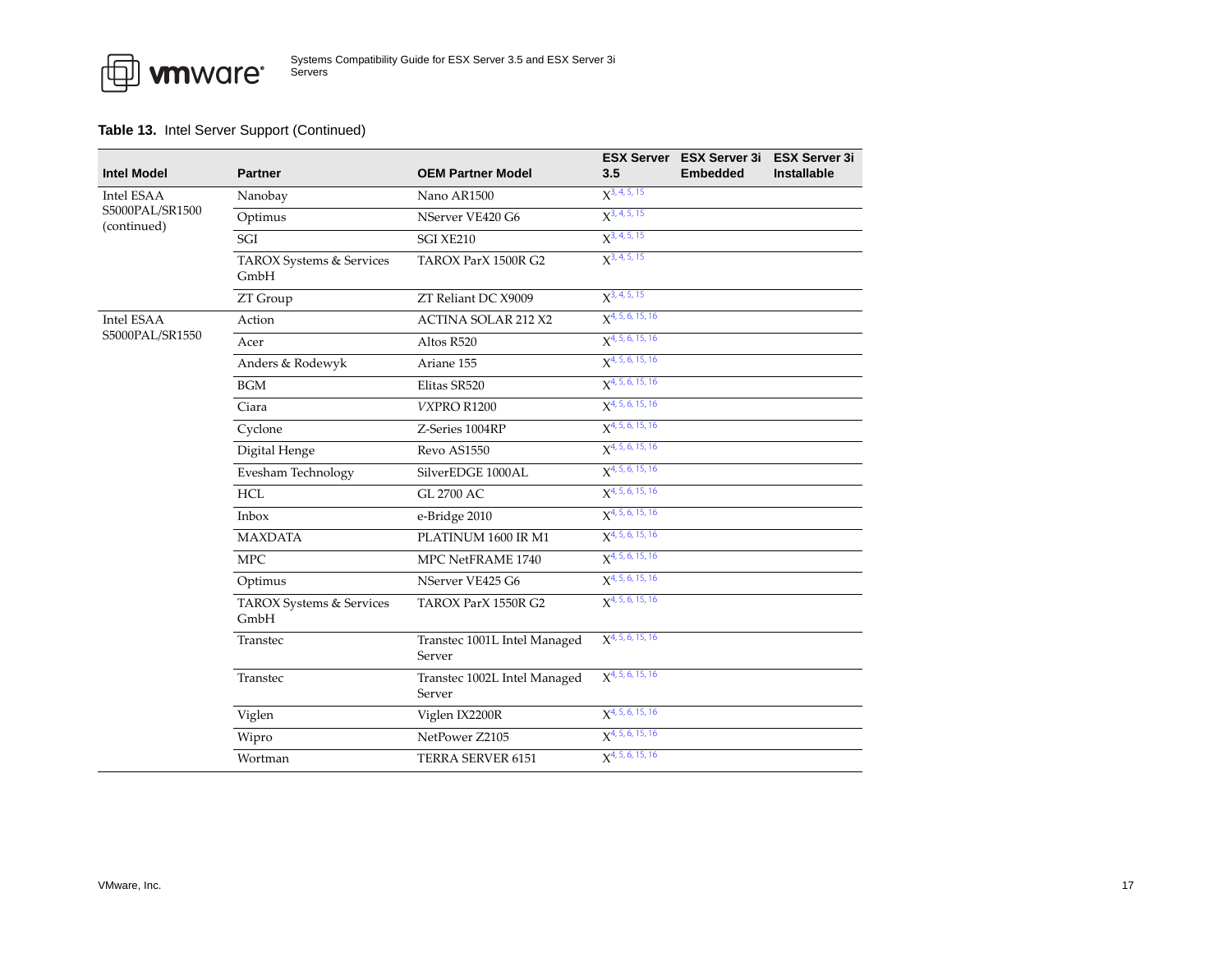**Table 13.** Intel Server Support (Continued)

| Intel Model | Partner | OEM Partner Model | ESX Server 3.5 | ESX Server 3i Embedded | ESX Server 3i Installable |
|---|---|---|---|---|---|
| Intel ESAA S5000PAL/SR1500 (continued) | Nanobay | Nano AR1500 | X[3, 4, 5, 15] | | |
| | Optimus | NServer VE420 G6 | X[3, 4, 5, 15] | | |
| | SGI | SGI XE210 | X[3, 4, 5, 15] | | |
| | TAROX Systems & Services GmbH | TAROX ParX 1500R G2 | X[3, 4, 5, 15] | | |
| | ZT Group | ZT Reliant DC X9009 | X[3, 4, 5, 15] | | |
| Intel ESAA S5000PAL/SR1550 | Action | ACTINA SOLAR 212 X2 | X[4, 5, 6, 15, 16] | | |
| | Acer | Altos R520 | X[4, 5, 6, 15, 16] | | |
| | Anders & Rodewyk | Ariane 155 | X[4, 5, 6, 15, 16] | | |
| | BGM | Elitas SR520 | X[4, 5, 6, 15, 16] | | |
| | Ciara | *VX*PRO R1200 | X[4, 5, 6, 15, 16] | | |
| | Cyclone | Z-Series 1004RP | X[4, 5, 6, 15, 16] | | |
| | Digital Henge | Revo AS1550 | X[4, 5, 6, 15, 16] | | |
| | Evesham Technology | SilverEDGE 1000AL | X[4, 5, 6, 15, 16] | | |
| | HCL | GL 2700 AC | X[4, 5, 6, 15, 16] | | |
| | Inbox | e-Bridge 2010 | X[4, 5, 6, 15, 16] | | |
| | MAXDATA | PLATINUM 1600 IR M1 | X[4, 5, 6, 15, 16] | | |
| | MPC | MPC NetFRAME 1740 | X[4, 5, 6, 15, 16] | | |
| | Optimus | NServer VE425 G6 | X[4, 5, 6, 15, 16] | | |
| | TAROX Systems & Services GmbH | TAROX ParX 1550R G2 | X[4, 5, 6, 15, 16] | | |
| | Transtec | Transtec 1001L Intel Managed Server | X[4, 5, 6, 15, 16] | | |
| | Transtec | Transtec 1002L Intel Managed Server | X[4, 5, 6, 15, 16] | | |
| | Viglen | Viglen IX2200R | X[4, 5, 6, 15, 16] | | |
| | Wipro | NetPower Z2105 | X[4, 5, 6, 15, 16] | | |
| | Wortman | TERRA SERVER 6151 | X[4, 5, 6, 15, 16] | | |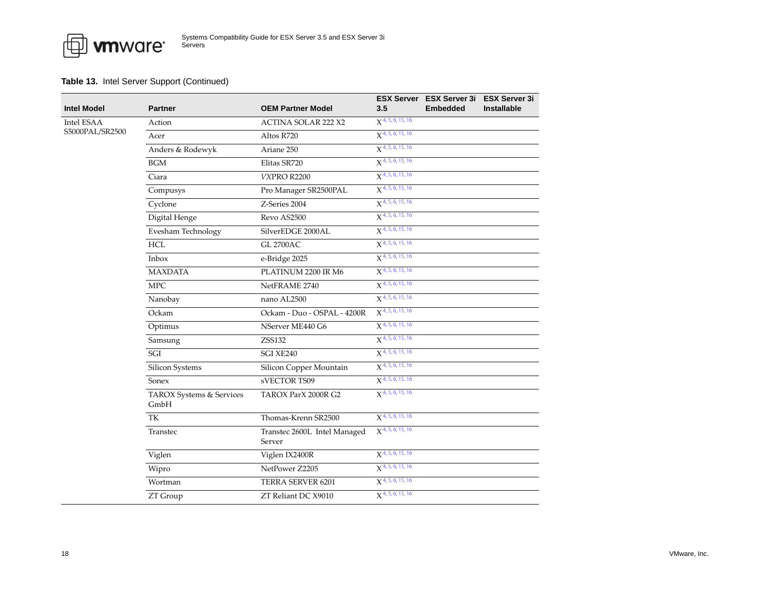**Table 13.** Intel Server Support (Continued)

| Intel Model | Partner | OEM Partner Model | ESX Server 3.5 | ESX Server 3i Embedded | ESX Server 3i Installable |
|---|---|---|---|---|---|
| Intel ESAA S5000PAL/SR2500 | Action | ACTINA SOLAR 222 X2 | X [4, 5, 6, 15, 16] | | |
| | Acer | Altos R720 | X [4, 5, 6, 15, 16] | | |
| | Anders & Rodewyk | Ariane 250 | X [4, 5, 6, 15, 16] | | |
| | BGM | Elitas SR720 | X [4, 5, 6, 15, 16] | | |
| | Ciara | *VX*PRO R2200 | X [4, 5, 6, 15, 16] | | |
| | Compusys | Pro Manager SR2500PAL | X [4, 5, 6, 15, 16] | | |
| | Cyclone | Z-Series 2004 | X [4, 5, 6, 15, 16] | | |
| | Digital Henge | Revo AS2500 | X [4, 5, 6, 15, 16] | | |
| | Evesham Technology | SilverEDGE 2000AL | X [4, 5, 6, 15, 16] | | |
| | HCL | GL 2700AC | X [4, 5, 6, 15, 16] | | |
| | Inbox | e-Bridge 2025 | X [4, 5, 6, 15, 16] | | |
| | MAXDATA | PLATINUM 2200 IR M6 | X [4, 5, 6, 15, 16] | | |
| | MPC | NetFRAME 2740 | X [4, 5, 6, 15, 16] | | |
| | Nanobay | nano AL2500 | X [4, 5, 6, 15, 16] | | |
| | Ockam | Ockam - Duo - OSPAL - 4200R | X [4, 5, 6, 15, 16] | | |
| | Optimus | NServer ME440 G6 | X [4, 5, 6, 15, 16] | | |
| | Samsung | ZSS132 | X [4, 5, 6, 15, 16] | | |
| | SGI | SGI XE240 | X [4, 5, 6, 15, 16] | | |
| | Silicon Systems | Silicon Copper Mountain | X [4, 5, 6, 15, 16] | | |
| | Sonex | sVECTOR TS09 | X [4, 5, 6, 15, 16] | | |
| | TAROX Systems & Services GmbH | TAROX ParX 2000R G2 | X [4, 5, 6, 15, 16] | | |
| | TK | Thomas-Krenn SR2500 | X [4, 5, 6, 15, 16] | | |
| | Transtec | Transtec 2600L Intel Managed Server | X [4, 5, 6, 15, 16] | | |
| | Viglen | Viglen IX2400R | X [4, 5, 6, 15, 16] | | |
| | Wipro | NetPower Z2205 | X [4, 5, 6, 15, 16] | | |
| | Wortman | TERRA SERVER 6201 | X [4, 5, 6, 15, 16] | | |
| | ZT Group | ZT Reliant DC X9010 | X [4, 5, 6, 15, 16] | | |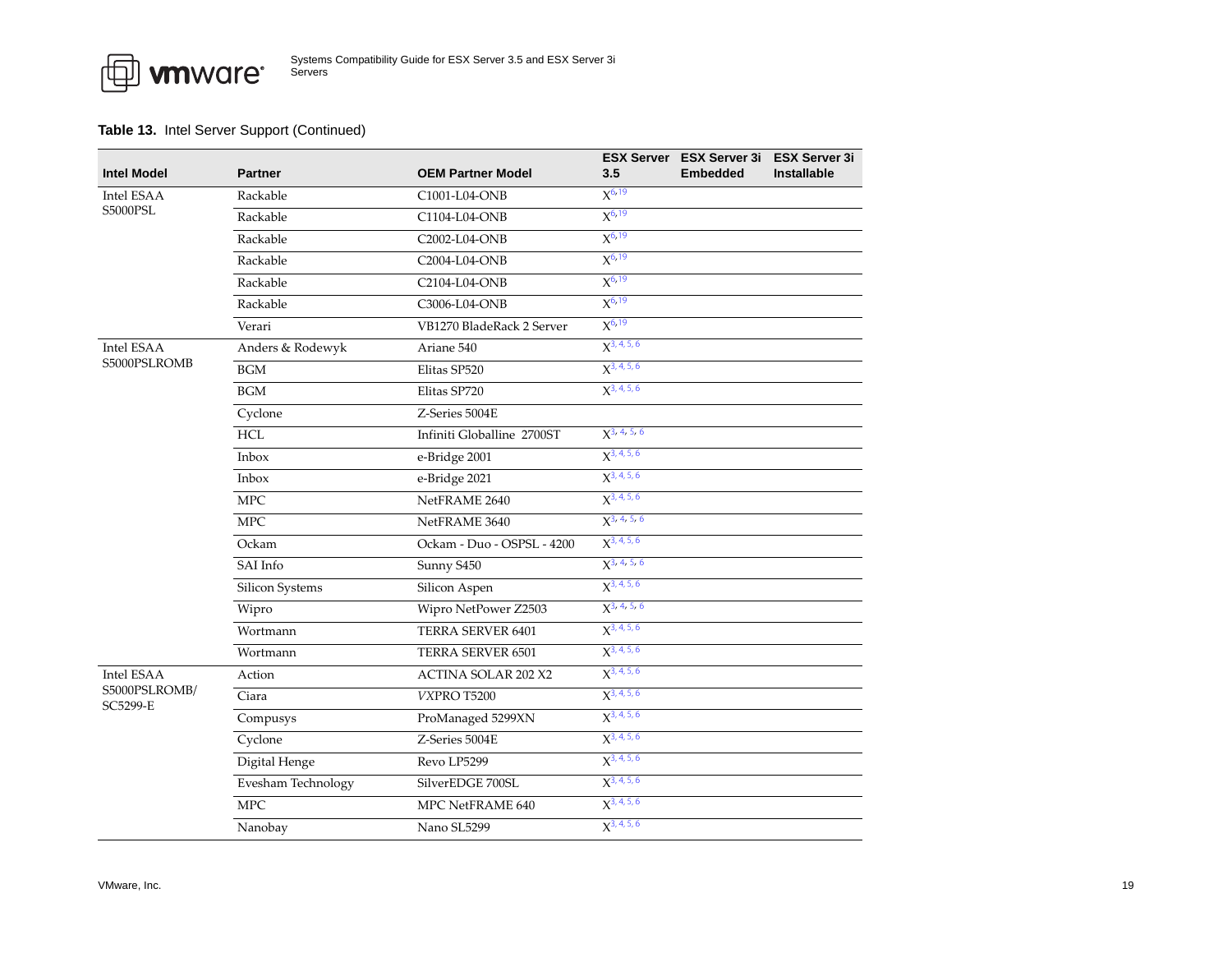**Table 13.** Intel Server Support (Continued)

| Intel Model | Partner | OEM Partner Model | ESX Server 3.5 | ESX Server 3i Embedded | ESX Server 3i Installable |
|---|---|---|---|---|---|
| Intel ESAA S5000PSL | Rackable | C1001-L04-ONB | X[6, 19] | | |
| | Rackable | C1104-L04-ONB | X[6, 19] | | |
| | Rackable | C2002-L04-ONB | X[6, 19] | | |
| | Rackable | C2004-L04-ONB | X[6, 19] | | |
| | Rackable | C2104-L04-ONB | X[6, 19] | | |
| | Rackable | C3006-L04-ONB | X[6, 19] | | |
| | Verari | VB1270 BladeRack 2 Server | X[6, 19] | | |
| Intel ESAA S5000PSLROMB | Anders & Rodewyk | Ariane 540 | X[3, 4, 5, 6] | | |
| | BGM | Elitas SP520 | X[3, 4, 5, 6] | | |
| | BGM | Elitas SP720 | X[3, 4, 5, 6] | | |
| | Cyclone | Z-Series 5004E | | | |
| | HCL | Infiniti Globalline 2700ST | X[3, 4, 5, 6] | | |
| | Inbox | e-Bridge 2001 | X[3, 4, 5, 6] | | |
| | Inbox | e-Bridge 2021 | X[3, 4, 5, 6] | | |
| | MPC | NetFRAME 2640 | X[3, 4, 5, 6] | | |
| | MPC | NetFRAME 3640 | X[3, 4, 5, 6] | | |
| | Ockam | Ockam - Duo - OSPSL - 4200 | X[3, 4, 5, 6] | | |
| | SAI Info | Sunny S450 | X[3, 4, 5, 6] | | |
| | Silicon Systems | Silicon Aspen | X[3, 4, 5, 6] | | |
| | Wipro | Wipro NetPower Z2503 | X[3, 4, 5, 6] | | |
| | Wortmann | TERRA SERVER 6401 | X[3, 4, 5, 6] | | |
| | Wortmann | TERRA SERVER 6501 | X[3, 4, 5, 6] | | |
| Intel ESAA S5000PSLROMB/ SC5299-E | Action | ACTINA SOLAR 202 X2 | X[3, 4, 5, 6] | | |
| | Ciara | *VXPRO* T5200 | X[3, 4, 5, 6] | | |
| | Compusys | ProManaged 5299XN | X[3, 4, 5, 6] | | |
| | Cyclone | Z-Series 5004E | X[3, 4, 5, 6] | | |
| | Digital Henge | Revo LP5299 | X[3, 4, 5, 6] | | |
| | Evesham Technology | SilverEDGE 700SL | X[3, 4, 5, 6] | | |
| | MPC | MPC NetFRAME 640 | X[3, 4, 5, 6] | | |
| | Nanobay | Nano SL5299 | X[3, 4, 5, 6] | | |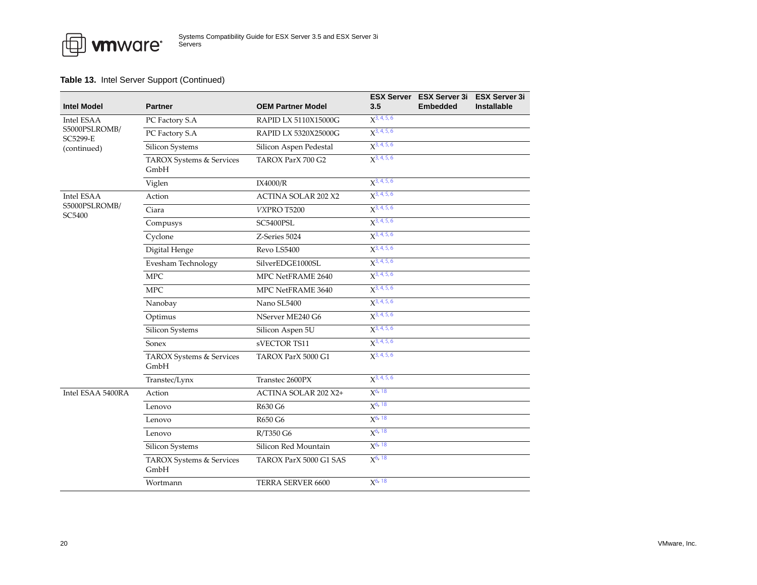**Table 13.** Intel Server Support (Continued)

| Intel Model | Partner | OEM Partner Model | ESX Server 3.5 | ESX Server 3i Embedded | ESX Server 3i Installable |
|---|---|---|---|---|---|
| Intel ESAA S5000PSLROMB/ SC5299-E (continued) | PC Factory S.A | RAPID LX 5110X15000G | X[3, 4, 5, 6] | | |
| | PC Factory S.A | RAPID LX 5320X25000G | X[3, 4, 5, 6] | | |
| | Silicon Systems | Silicon Aspen Pedestal | X[3, 4, 5, 6] | | |
| | TAROX Systems & Services GmbH | TAROX ParX 700 G2 | X[3, 4, 5, 6] | | |
| | Viglen | IX4000/R | X[3, 4, 5, 6] | | |
| Intel ESAA S5000PSLROMB/ SC5400 | Action | ACTINA SOLAR 202 X2 | X[3, 4, 5, 6] | | |
| | Ciara | *VX*PRO T5200 | X[3, 4, 5, 6] | | |
| | Compusys | SC5400PSL | X[3, 4, 5, 6] | | |
| | Cyclone | Z-Series 5024 | X[3, 4, 5, 6] | | |
| | Digital Henge | Revo LS5400 | X[3, 4, 5, 6] | | |
| | Evesham Technology | SilverEDGE1000SL | X[3, 4, 5, 6] | | |
| | MPC | MPC NetFRAME 2640 | X[3, 4, 5, 6] | | |
| | MPC | MPC NetFRAME 3640 | X[3, 4, 5, 6] | | |
| | Nanobay | Nano SL5400 | X[3, 4, 5, 6] | | |
| | Optimus | NServer ME240 G6 | X[3, 4, 5, 6] | | |
| | Silicon Systems | Silicon Aspen 5U | X[3, 4, 5, 6] | | |
| | Sonex | sVECTOR TS11 | X[3, 4, 5, 6] | | |
| | TAROX Systems & Services GmbH | TAROX ParX 5000 G1 | X[3, 4, 5, 6] | | |
| | Transtec/Lynx | Transtec 2600PX | X[3, 4, 5, 6] | | |
| Intel ESAA 5400RA | Action | ACTINA SOLAR 202 X2+ | X[6, 18] | | |
| | Lenovo | R630 G6 | X[6, 18] | | |
| | Lenovo | R650 G6 | X[6, 18] | | |
| | Lenovo | R/T350 G6 | X[6, 18] | | |
| | Silicon Systems | Silicon Red Mountain | X[6, 18] | | |
| | TAROX Systems & Services GmbH | TAROX ParX 5000 G1 SAS | X[6, 18] | | |
| | Wortmann | TERRA SERVER 6600 | X[6, 18] | | |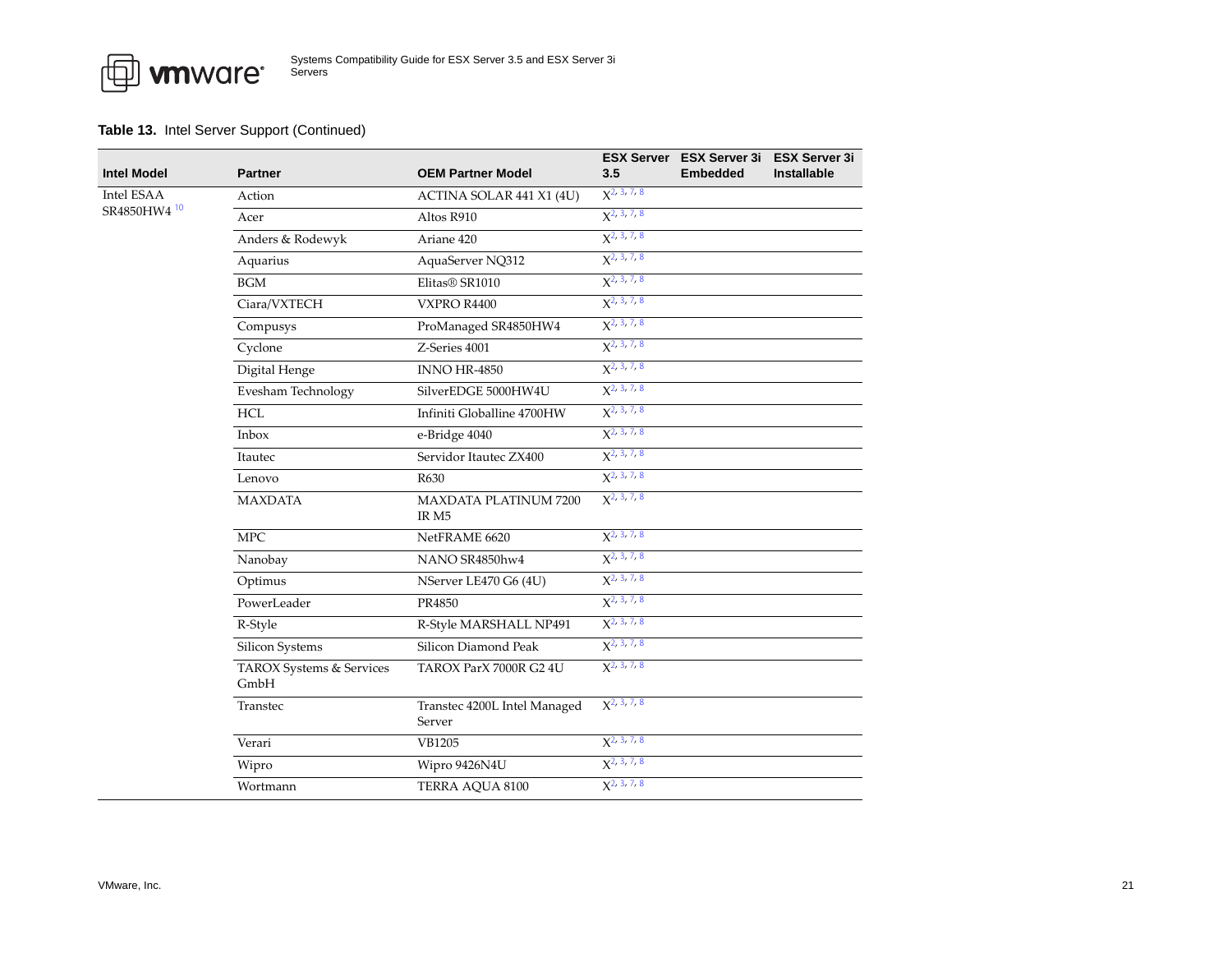**Table 13.** Intel Server Support (Continued)

| Intel Model | Partner | OEM Partner Model | ESX Server 3.5 | ESX Server 3i Embedded | ESX Server 3i Installable |
|---|---|---|---|---|---|
| Intel ESAA SR4850HW4 [10] | Action | ACTINA SOLAR 441 X1 (4U) | X[2, 3, 7, 8] | | |
| | Acer | Altos R910 | X[2, 3, 7, 8] | | |
| | Anders & Rodewyk | Ariane 420 | X[2, 3, 7, 8] | | |
| | Aquarius | AquaServer NQ312 | X[2, 3, 7, 8] | | |
| | BGM | Elitas® SR1010 | X[2, 3, 7, 8] | | |
| | Ciara/VXTECH | VXPRO R4400 | X[2, 3, 7, 8] | | |
| | Compusys | ProManaged SR4850HW4 | X[2, 3, 7, 8] | | |
| | Cyclone | Z-Series 4001 | X[2, 3, 7, 8] | | |
| | Digital Henge | INNO HR-4850 | X[2, 3, 7, 8] | | |
| | Evesham Technology | SilverEDGE 5000HW4U | X[2, 3, 7, 8] | | |
| | HCL | Infiniti Globalline 4700HW | X[2, 3, 7, 8] | | |
| | Inbox | e-Bridge 4040 | X[2, 3, 7, 8] | | |
| | Itautec | Servidor Itautec ZX400 | X[2, 3, 7, 8] | | |
| | Lenovo | R630 | X[2, 3, 7, 8] | | |
| | MAXDATA | MAXDATA PLATINUM 7200 IR M5 | X[2, 3, 7, 8] | | |
| | MPC | NetFRAME 6620 | X[2, 3, 7, 8] | | |
| | Nanobay | NANO SR4850hw4 | X[2, 3, 7, 8] | | |
| | Optimus | NServer LE470 G6 (4U) | X[2, 3, 7, 8] | | |
| | PowerLeader | PR4850 | X[2, 3, 7, 8] | | |
| | R-Style | R-Style MARSHALL NP491 | X[2, 3, 7, 8] | | |
| | Silicon Systems | Silicon Diamond Peak | X[2, 3, 7, 8] | | |
| | TAROX Systems & Services GmbH | TAROX ParX 7000R G2 4U | X[2, 3, 7, 8] | | |
| | Transtec | Transtec 4200L Intel Managed Server | X[2, 3, 7, 8] | | |
| | Verari | VB1205 | X[2, 3, 7, 8] | | |
| | Wipro | Wipro 9426N4U | X[2, 3, 7, 8] | | |
| | Wortmann | TERRA AQUA 8100 | X[2, 3, 7, 8] | | |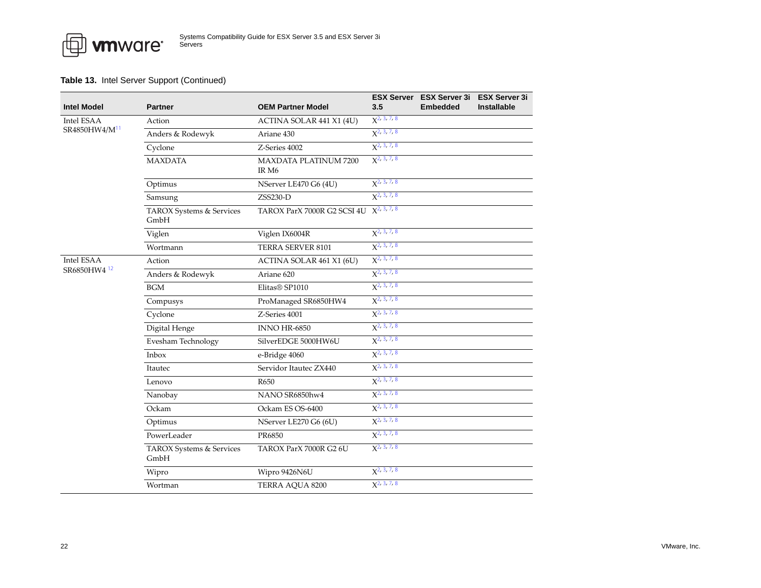**Table 13.** Intel Server Support (Continued)

| Intel Model | Partner | OEM Partner Model | ESX Server 3.5 | ESX Server 3i Embedded | ESX Server 3i Installable |
|---|---|---|---|---|---|
| Intel ESAA SR4850HW4/M[11] | Action | ACTINA SOLAR 441 X1 (4U) | X[2, 3, 7, 8] | | |
| | Anders & Rodewyk | Ariane 430 | X[2, 3, 7, 8] | | |
| | Cyclone | Z-Series 4002 | X[2, 3, 7, 8] | | |
| | MAXDATA | MAXDATA PLATINUM 7200 IR M6 | X[2, 3, 7, 8] | | |
| | Optimus | NServer LE470 G6 (4U) | X[2, 3, 7, 8] | | |
| | Samsung | ZSS230-D | X[2, 3, 7, 8] | | |
| | TAROX Systems & Services GmbH | TAROX ParX 7000R G2 SCSI 4U | X[2, 3, 7, 8] | | |
| | Viglen | Viglen IX6004R | X[2, 3, 7, 8] | | |
| | Wortmann | TERRA SERVER 8101 | X[2, 3, 7, 8] | | |
| Intel ESAA SR6850HW4[12] | Action | ACTINA SOLAR 461 X1 (6U) | X[2, 3, 7, 8] | | |
| | Anders & Rodewyk | Ariane 620 | X[2, 3, 7, 8] | | |
| | BGM | Elitas® SP1010 | X[2, 3, 7, 8] | | |
| | Compusys | ProManaged SR6850HW4 | X[2, 3, 7, 8] | | |
| | Cyclone | Z-Series 4001 | X[2, 3, 7, 8] | | |
| | Digital Henge | INNO HR-6850 | X[2, 3, 7, 8] | | |
| | Evesham Technology | SilverEDGE 5000HW6U | X[2, 3, 7, 8] | | |
| | Inbox | e-Bridge 4060 | X[2, 3, 7, 8] | | |
| | Itautec | Servidor Itautec ZX440 | X[2, 3, 7, 8] | | |
| | Lenovo | R650 | X[2, 3, 7, 8] | | |
| | Nanobay | NANO SR6850hw4 | X[2, 3, 7, 8] | | |
| | Ockam | Ockam ES OS-6400 | X[2, 3, 7, 8] | | |
| | Optimus | NServer LE270 G6 (6U) | X[2, 3, 7, 8] | | |
| | PowerLeader | PR6850 | X[2, 3, 7, 8] | | |
| | TAROX Systems & Services GmbH | TAROX ParX 7000R G2 6U | X[2, 3, 7, 8] | | |
| | Wipro | Wipro 9426N6U | X[2, 3, 7, 8] | | |
| | Wortman | TERRA AQUA 8200 | X[2, 3, 7, 8] | | |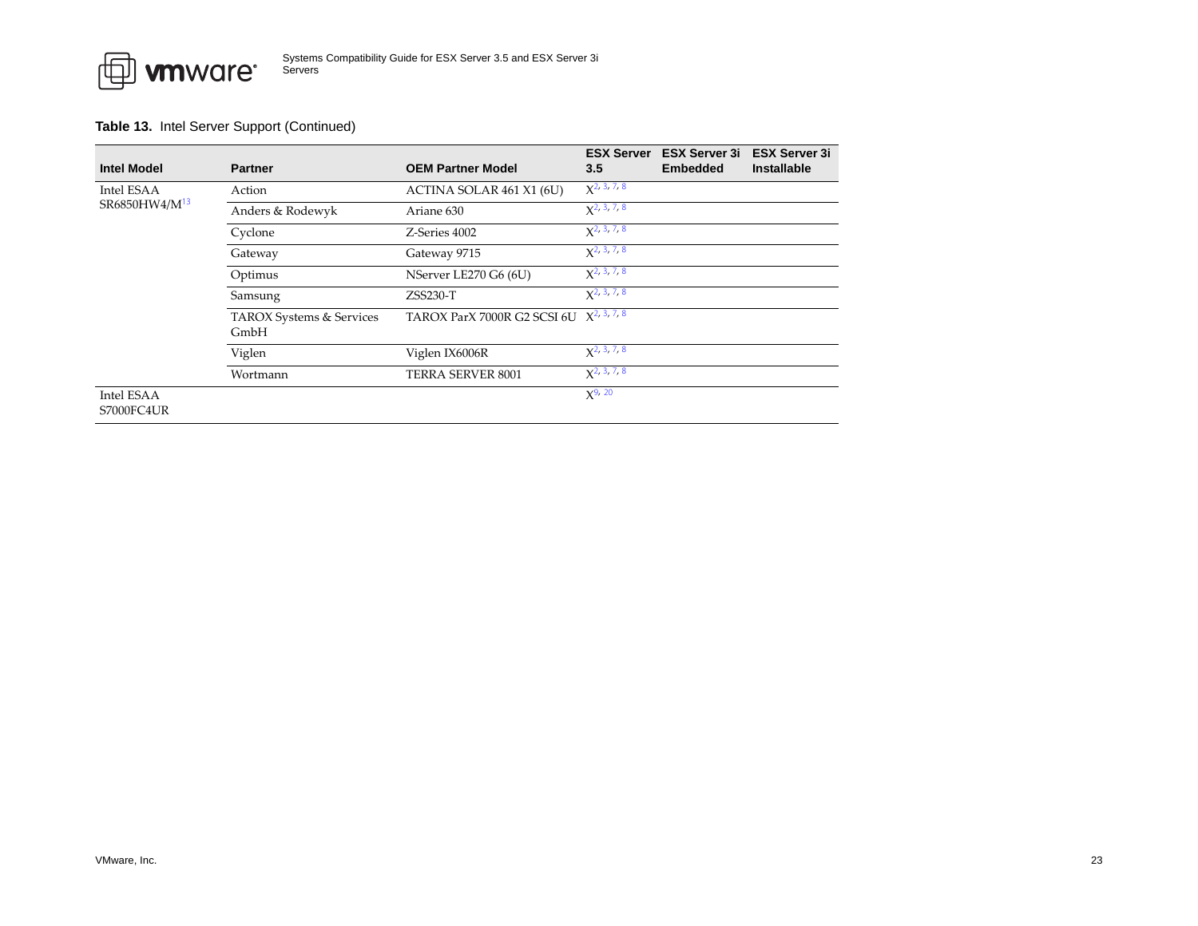**Table 13.** Intel Server Support (Continued)

| Intel Model | Partner | OEM Partner Model | ESX Server 3.5 | ESX Server 3i Embedded | ESX Server 3i Installable |
|---|---|---|---|---|---|
| Intel ESAA SR6850HW4/M[13] | Action | ACTINA SOLAR 461 X1 (6U) | X[2, 3, 7, 8] | | |
| | Anders & Rodewyk | Ariane 630 | X[2, 3, 7, 8] | | |
| | Cyclone | Z-Series 4002 | X[2, 3, 7, 8] | | |
| | Gateway | Gateway 9715 | X[2, 3, 7, 8] | | |
| | Optimus | NServer LE270 G6 (6U) | X[2, 3, 7, 8] | | |
| | Samsung | ZSS230-T | X[2, 3, 7, 8] | | |
| | TAROX Systems & Services GmbH | TAROX ParX 7000R G2 SCSI 6U | X[2, 3, 7, 8] | | |
| | Viglen | Viglen IX6006R | X[2, 3, 7, 8] | | |
| | Wortmann | TERRA SERVER 8001 | X[2, 3, 7, 8] | | |
| Intel ESAA S7000FC4UR | | | X[9, 20] | | |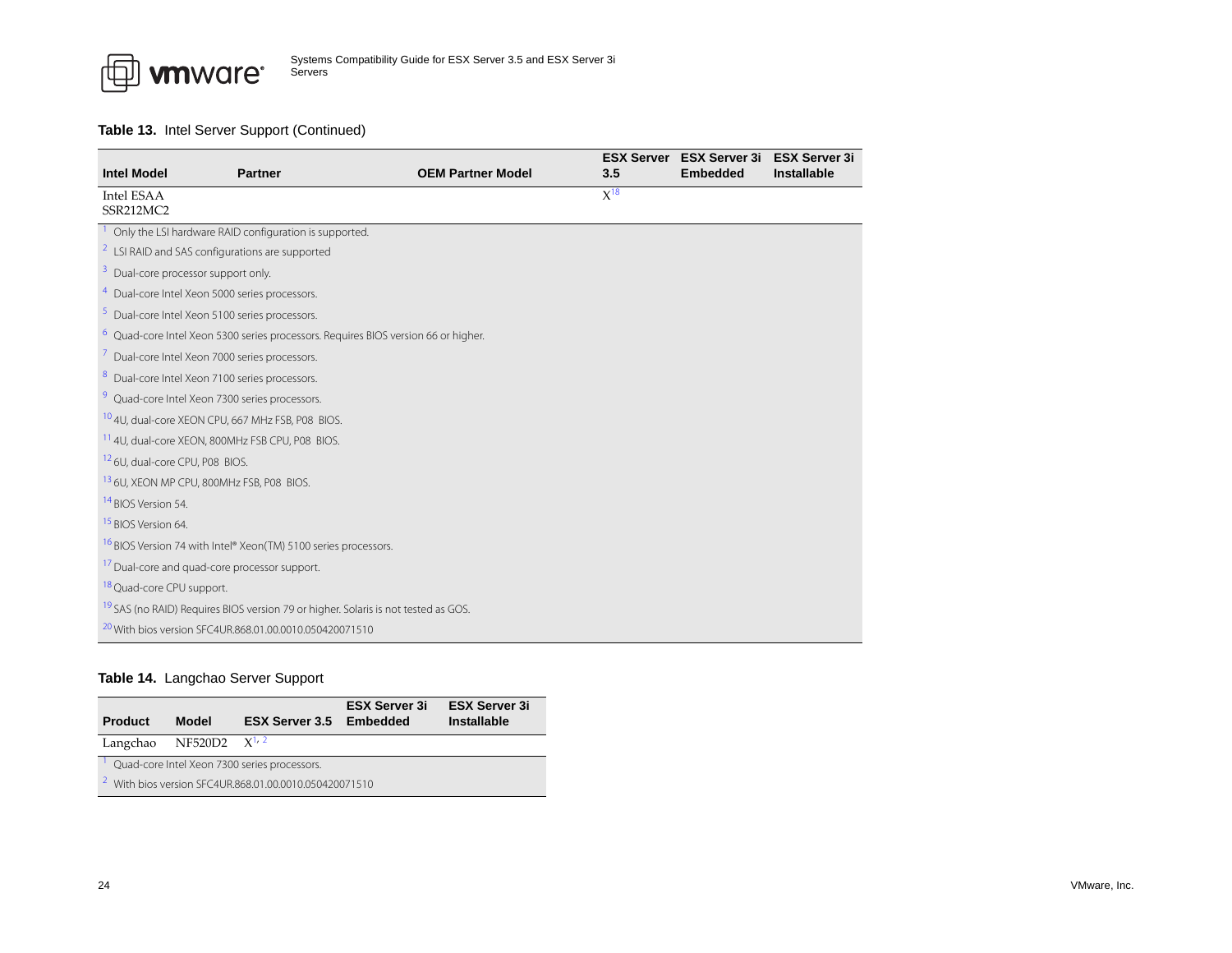**Table 13.** Intel Server Support (Continued)

| Intel Model | Partner | OEM Partner Model | ESX Server 3.5 | ESX Server 3i Embedded | ESX Server 3i Installable |
|---|---|---|---|---|---|
| Intel ESAA SSR212MC2 | | | X[18] | | |

[1] Only the LSI hardware RAID configuration is supported.

[2] LSI RAID and SAS configurations are supported

[3] Dual-core processor support only.

[4] Dual-core Intel Xeon 5000 series processors.

[5] Dual-core Intel Xeon 5100 series processors.

[6] Quad-core Intel Xeon 5300 series processors. Requires BIOS version 66 or higher.

[7] Dual-core Intel Xeon 7000 series processors.

[8] Dual-core Intel Xeon 7100 series processors.

[9] Quad-core Intel Xeon 7300 series processors.

[10] 4U, dual-core XEON CPU, 667 MHz FSB, P08 BIOS.

[11] 4U, dual-core XEON, 800MHz FSB CPU, P08 BIOS.

[12] 6U, dual-core CPU, P08 BIOS.

[13] 6U, XEON MP CPU, 800MHz FSB, P08 BIOS.

[14] BIOS Version 54.

[15] BIOS Version 64.

[16] BIOS Version 74 with Intel® Xeon(TM) 5100 series processors.

[17] Dual-core and quad-core processor support.

[18] Quad-core CPU support.

[19] SAS (no RAID) Requires BIOS version 79 or higher. Solaris is not tested as GOS.

[20] With bios version SFC4UR.868.01.00.0010.050420071510

**Table 14.** Langchao Server Support

| Product | Model | ESX Server 3.5 | ESX Server 3i Embedded | ESX Server 3i Installable |
|---|---|---|---|---|
| Langchao | NF520D2 | X[1, 2] | | |

[1] Quad-core Intel Xeon 7300 series processors.

[2] With bios version SFC4UR.868.01.00.0010.050420071510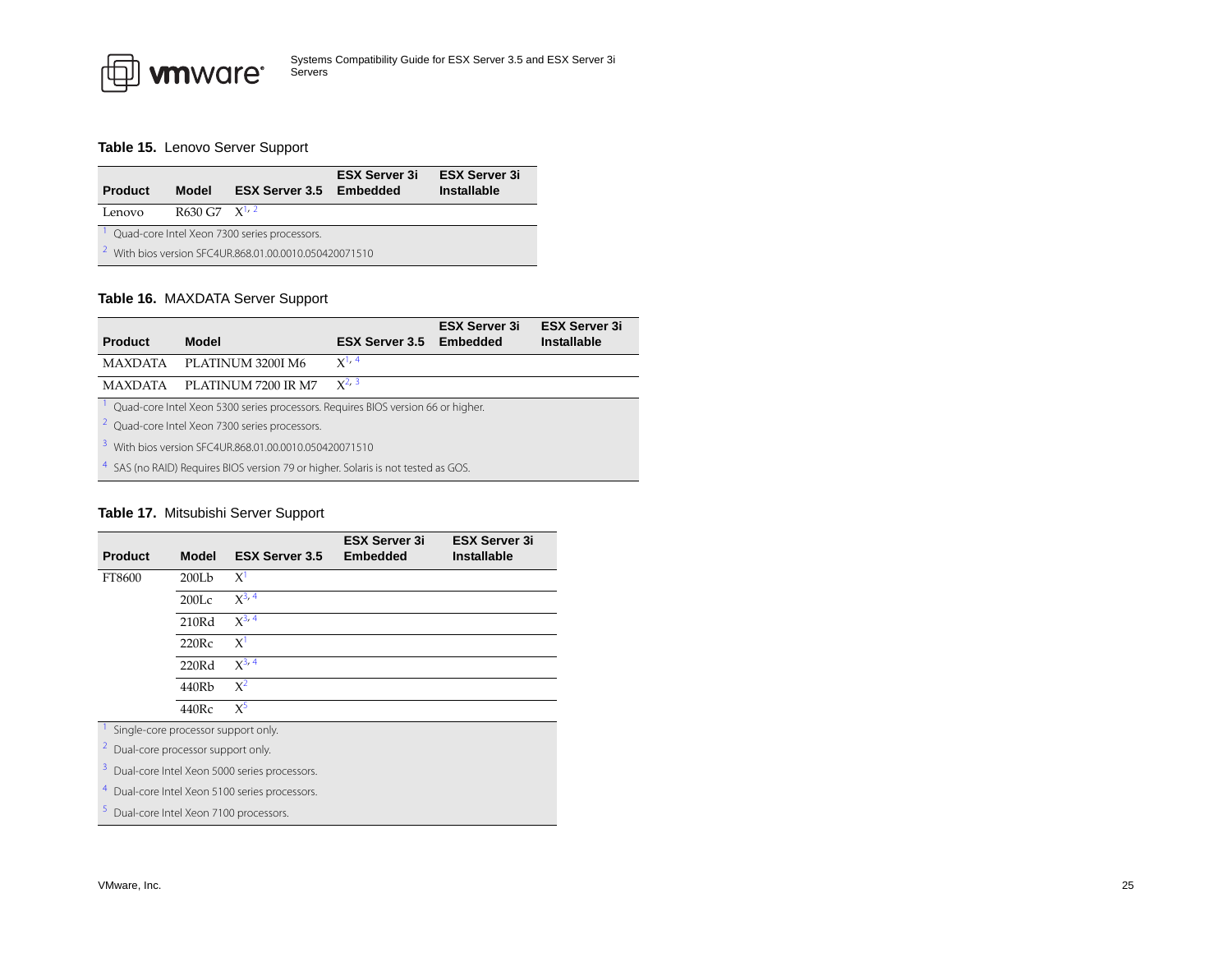**Table 15.** Lenovo Server Support

| Product | Model | ESX Server 3.5 | ESX Server 3i Embedded | ESX Server 3i Installable |
|---|---|---|---|---|
| Lenovo | R630 G7 | X[1, 2] | | |

[1] Quad-core Intel Xeon 7300 series processors.

[2] With bios version SFC4UR.868.01.00.0010.050420071510

**Table 16.** MAXDATA Server Support

| Product | Model | ESX Server 3.5 | ESX Server 3i Embedded | ESX Server 3i Installable |
|---|---|---|---|---|
| MAXDATA | PLATINUM 3200I M6 | X[1, 4] | | |
| MAXDATA | PLATINUM 7200 IR M7 | X[2, 3] | | |

[1] Quad-core Intel Xeon 5300 series processors. Requires BIOS version 66 or higher.

[2] Quad-core Intel Xeon 7300 series processors.

[3] With bios version SFC4UR.868.01.00.0010.050420071510

[4] SAS (no RAID) Requires BIOS version 79 or higher. Solaris is not tested as GOS.

**Table 17.** Mitsubishi Server Support

| Product | Model | ESX Server 3.5 | ESX Server 3i Embedded | ESX Server 3i Installable |
|---|---|---|---|---|
| FT8600 | 200Lb | X[1] | | |
| | 200Lc | X[3, 4] | | |
| | 210Rd | X[3, 4] | | |
| | 220Rc | X[1] | | |
| | 220Rd | X[3, 4] | | |
| | 440Rb | X[2] | | |
| | 440Rc | X[5] | | |

[1] Single-core processor support only.

[2] Dual-core processor support only.

[3] Dual-core Intel Xeon 5000 series processors.

[4] Dual-core Intel Xeon 5100 series processors.

[5] Dual-core Intel Xeon 7100 processors.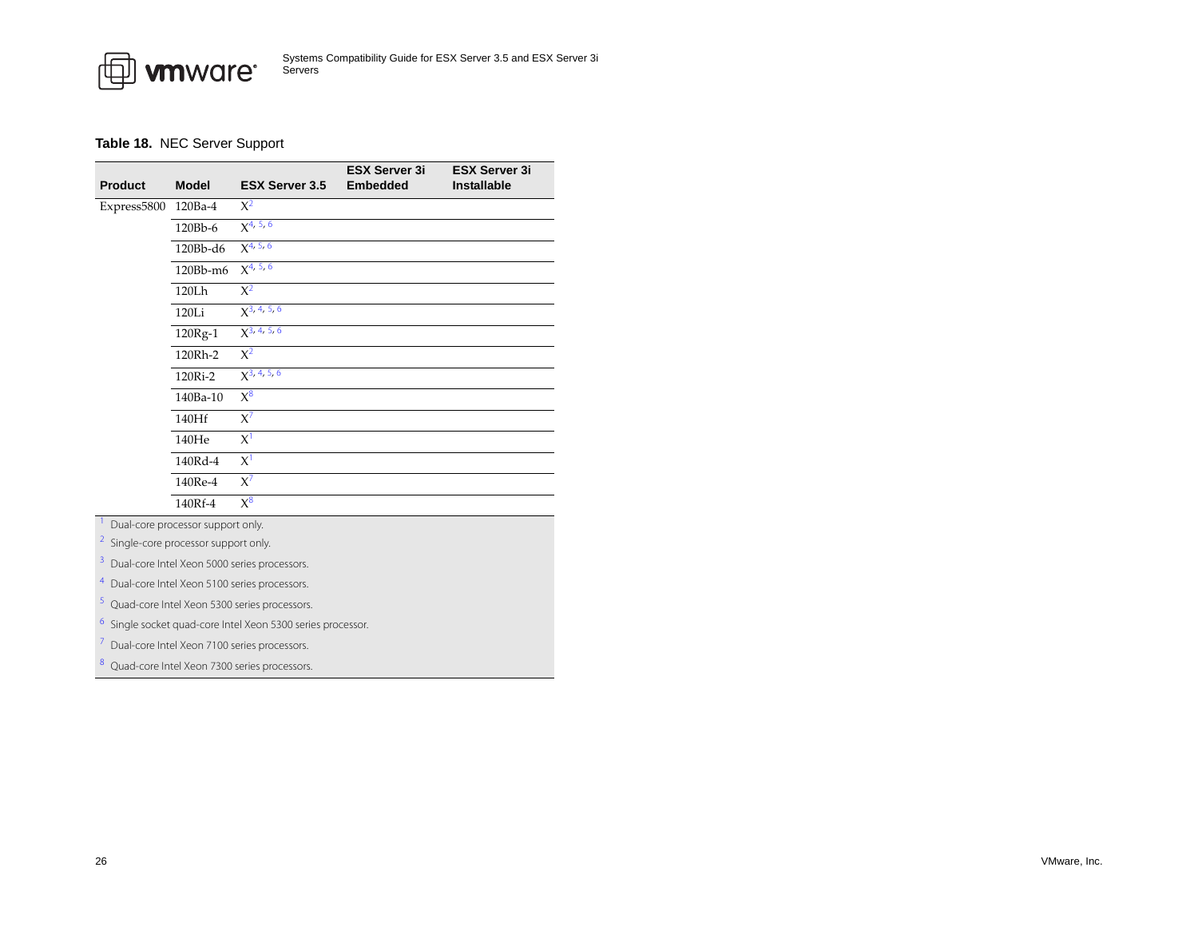**Table 18.** NEC Server Support

| Product | Model | ESX Server 3.5 | ESX Server 3i Embedded | ESX Server 3i Installable |
|---|---|---|---|---|
| Express5800 | 120Ba-4 | X[2] | | |
| | 120Bb-6 | X[4, 5, 6] | | |
| | 120Bb-d6 | X[4, 5, 6] | | |
| | 120Bb-m6 | X[4, 5, 6] | | |
| | 120Lh | X[2] | | |
| | 120Li | X[3, 4, 5, 6] | | |
| | 120Rg-1 | X[3, 4, 5, 6] | | |
| | 120Rh-2 | X[2] | | |
| | 120Ri-2 | X[3, 4, 5, 6] | | |
| | 140Ba-10 | X[8] | | |
| | 140Hf | X[7] | | |
| | 140He | X[1] | | |
| | 140Rd-4 | X[1] | | |
| | 140Re-4 | X[7] | | |
| | 140Rf-4 | X[8] | | |

[1] Dual-core processor support only.

[2] Single-core processor support only.

[3] Dual-core Intel Xeon 5000 series processors.

[4] Dual-core Intel Xeon 5100 series processors.

[5] Quad-core Intel Xeon 5300 series processors.

[6] Single socket quad-core Intel Xeon 5300 series processor.

[7] Dual-core Intel Xeon 7100 series processors.

[8] Quad-core Intel Xeon 7300 series processors.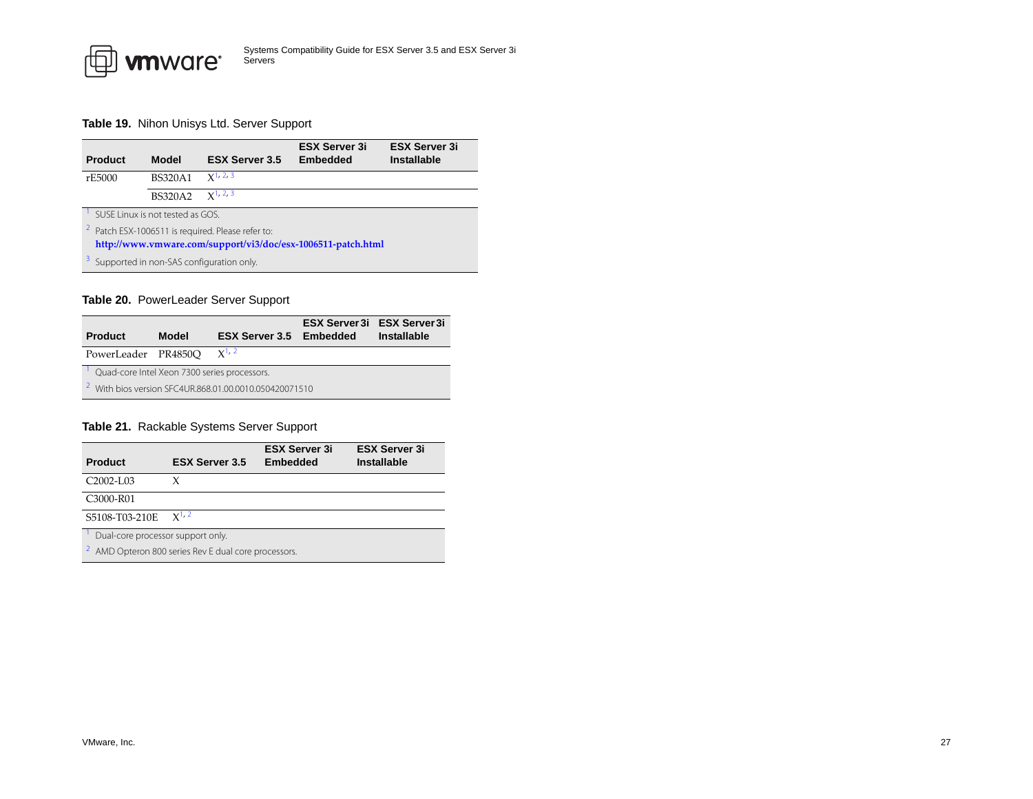**Table 19.** Nihon Unisys Ltd. Server Support

| Product | Model | ESX Server 3.5 | ESX Server 3i Embedded | ESX Server 3i Installable |
|---|---|---|---|---|
| rE5000 | BS320A1 | X[1, 2, 3] | | |
| | BS320A2 | X[1, 2, 3] | | |

[1] SUSE Linux is not tested as GOS.

[2] Patch ESX-1006511 is required. Please refer to: **http://www.vmware.com/support/vi3/doc/esx-1006511-patch.html**

[3] Supported in non-SAS configuration only.

**Table 20.** PowerLeader Server Support

| Product | Model | ESX Server 3.5 | ESX Server 3i Embedded | ESX Server 3i Installable |
|---|---|---|---|---|
| PowerLeader | PR4850Q | X[1, 2] | | |

[1] Quad-core Intel Xeon 7300 series processors.

[2] With bios version SFC4UR.868.01.00.0010.050420071510

**Table 21.** Rackable Systems Server Support

| Product | ESX Server 3.5 | ESX Server 3i Embedded | ESX Server 3i Installable |
|---|---|---|---|
| C2002-L03 | X | | |
| C3000-R01 | | | |
| S5108-T03-210E | X[1, 2] | | |

[1] Dual-core processor support only.

[2] AMD Opteron 800 series Rev E dual core processors.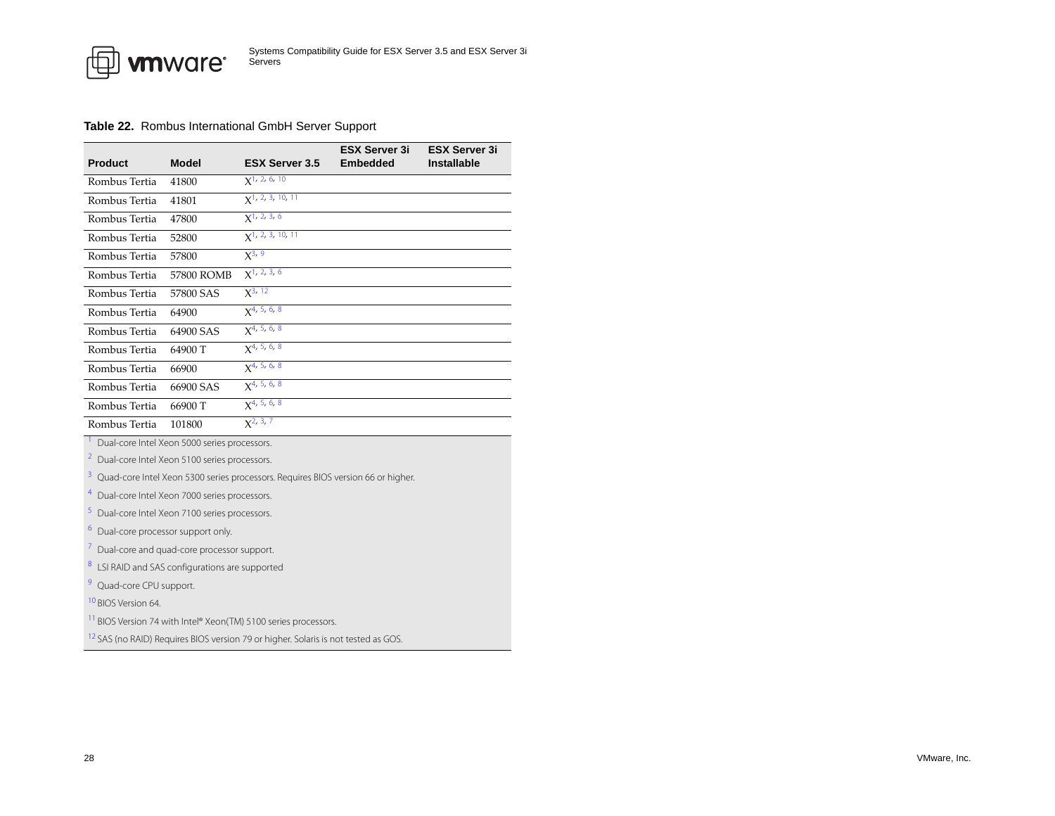**Table 22.** Rombus International GmbH Server Support

| Product | Model | ESX Server 3.5 | ESX Server 3i Embedded | ESX Server 3i Installable |
|---|---|---|---|---|
| Rombus Tertia | 41800 | X[1, 2, 6, 10] | | |
| Rombus Tertia | 41801 | X[1, 2, 3, 10, 11] | | |
| Rombus Tertia | 47800 | X[1, 2, 3, 6] | | |
| Rombus Tertia | 52800 | X[1, 2, 3, 10, 11] | | |
| Rombus Tertia | 57800 | X[3, 9] | | |
| Rombus Tertia | 57800 ROMB | X[1, 2, 3, 6] | | |
| Rombus Tertia | 57800 SAS | X[3, 12] | | |
| Rombus Tertia | 64900 | X[4, 5, 6, 8] | | |
| Rombus Tertia | 64900 SAS | X[4, 5, 6, 8] | | |
| Rombus Tertia | 64900 T | X[4, 5, 6, 8] | | |
| Rombus Tertia | 66900 | X[4, 5, 6, 8] | | |
| Rombus Tertia | 66900 SAS | X[4, 5, 6, 8] | | |
| Rombus Tertia | 66900 T | X[4, 5, 6, 8] | | |
| Rombus Tertia | 101800 | X[2, 3, 7] | | |

[1] Dual-core Intel Xeon 5000 series processors.

[2] Dual-core Intel Xeon 5100 series processors.

[3] Quad-core Intel Xeon 5300 series processors. Requires BIOS version 66 or higher.

[4] Dual-core Intel Xeon 7000 series processors.

[5] Dual-core Intel Xeon 7100 series processors.

[6] Dual-core processor support only.

[7] Dual-core and quad-core processor support.

[8] LSI RAID and SAS configurations are supported

[9] Quad-core CPU support.

[10] BIOS Version 64.

[11] BIOS Version 74 with Intel® Xeon(TM) 5100 series processors.

[12] SAS (no RAID) Requires BIOS version 79 or higher. Solaris is not tested as GOS.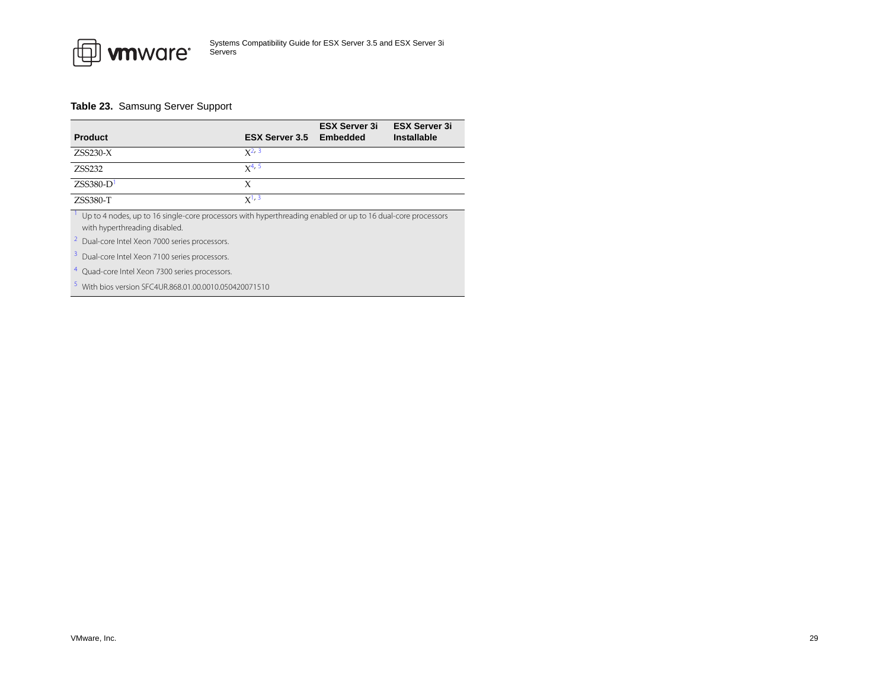**Table 23.** Samsung Server Support

| Product | ESX Server 3.5 | ESX Server 3i Embedded | ESX Server 3i Installable |
|---|---|---|---|
| ZSS230-X | X[2, 3] | | |
| ZSS232 | X[4, 5] | | |
| ZSS380-D[1] | X | | |
| ZSS380-T | X[1, 3] | | |

[1] Up to 4 nodes, up to 16 single-core processors with hyperthreading enabled or up to 16 dual-core processors with hyperthreading disabled.

[2] Dual-core Intel Xeon 7000 series processors.

[3] Dual-core Intel Xeon 7100 series processors.

[4] Quad-core Intel Xeon 7300 series processors.

[5] With bios version SFC4UR.868.01.00.0010.050420071510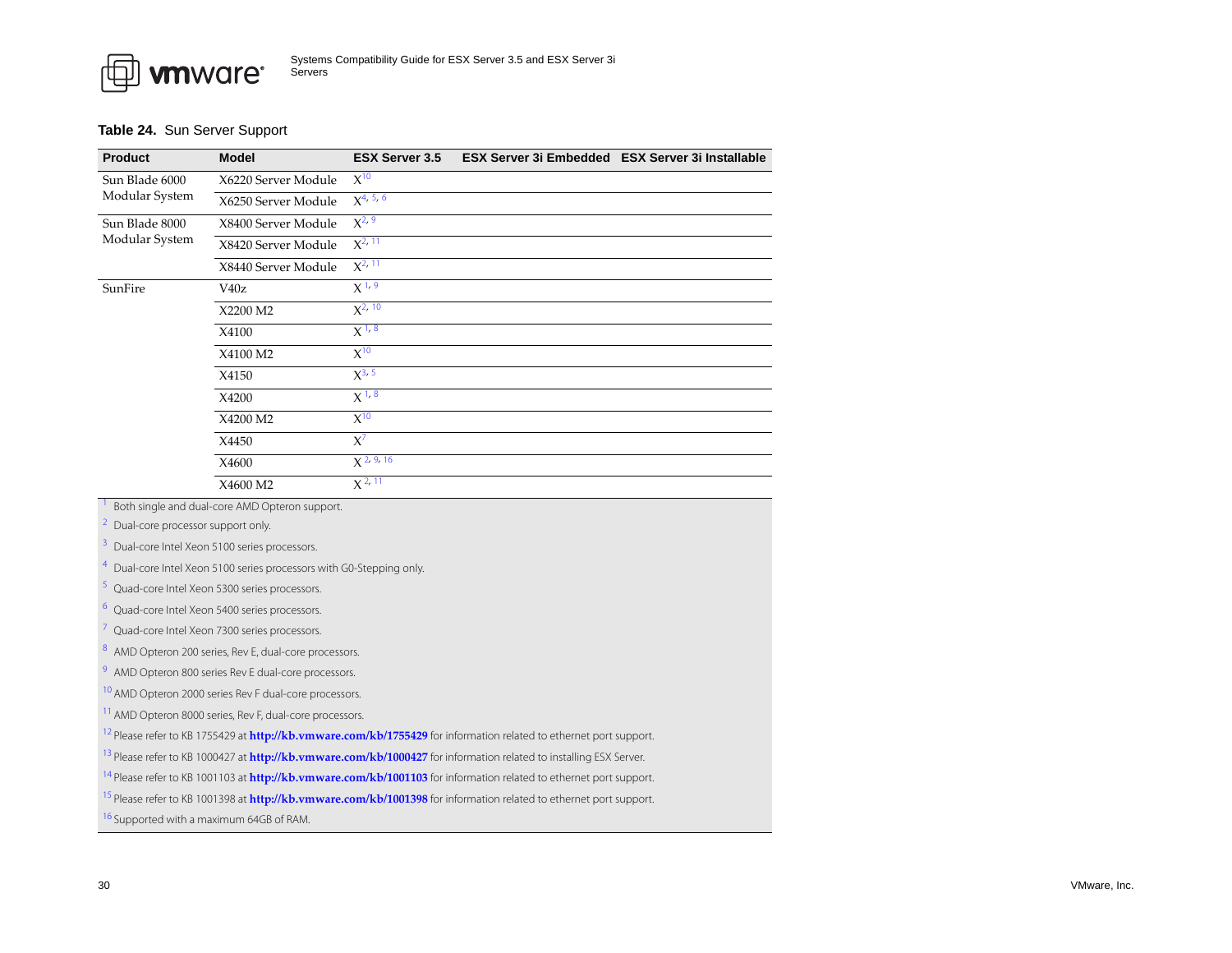**Table 24.** Sun Server Support

| Product | Model | ESX Server 3.5 | ESX Server 3i Embedded | ESX Server 3i Installable |
|---|---|---|---|---|
| Sun Blade 6000 Modular System | X6220 Server Module | X[10] | | |
| | X6250 Server Module | X[4, 5, 6] | | |
| Sun Blade 8000 Modular System | X8400 Server Module | X[2, 9] | | |
| | X8420 Server Module | X[2, 11] | | |
| | X8440 Server Module | X[2, 11] | | |
| SunFire | V40z | X[1, 9] | | |
| | X2200 M2 | X[2, 10] | | |
| | X4100 | X[1, 8] | | |
| | X4100 M2 | X[10] | | |
| | X4150 | X[3, 5] | | |
| | X4200 | X[1, 8] | | |
| | X4200 M2 | X[10] | | |
| | X4450 | X[7] | | |
| | X4600 | X[2, 9, 16] | | |
| | X4600 M2 | X[2, 11] | | |

[1] Both single and dual-core AMD Opteron support.

[2] Dual-core processor support only.

[3] Dual-core Intel Xeon 5100 series processors.

[4] Dual-core Intel Xeon 5100 series processors with G0-Stepping only.

[5] Quad-core Intel Xeon 5300 series processors.

[6] Quad-core Intel Xeon 5400 series processors.

[7] Quad-core Intel Xeon 7300 series processors.

[8] AMD Opteron 200 series, Rev E, dual-core processors.

[9] AMD Opteron 800 series Rev E dual-core processors.

[10] AMD Opteron 2000 series Rev F dual-core processors.

[11] AMD Opteron 8000 series, Rev F, dual-core processors.

[12] Please refer to KB 1755429 at **http://kb.vmware.com/kb/1755429** for information related to ethernet port support.

[13] Please refer to KB 1000427 at **http://kb.vmware.com/kb/1000427** for information related to installing ESX Server.

[14] Please refer to KB 1001103 at **http://kb.vmware.com/kb/1001103** for information related to ethernet port support.

[15] Please refer to KB 1001398 at **http://kb.vmware.com/kb/1001398** for information related to ethernet port support.

[16] Supported with a maximum 64GB of RAM.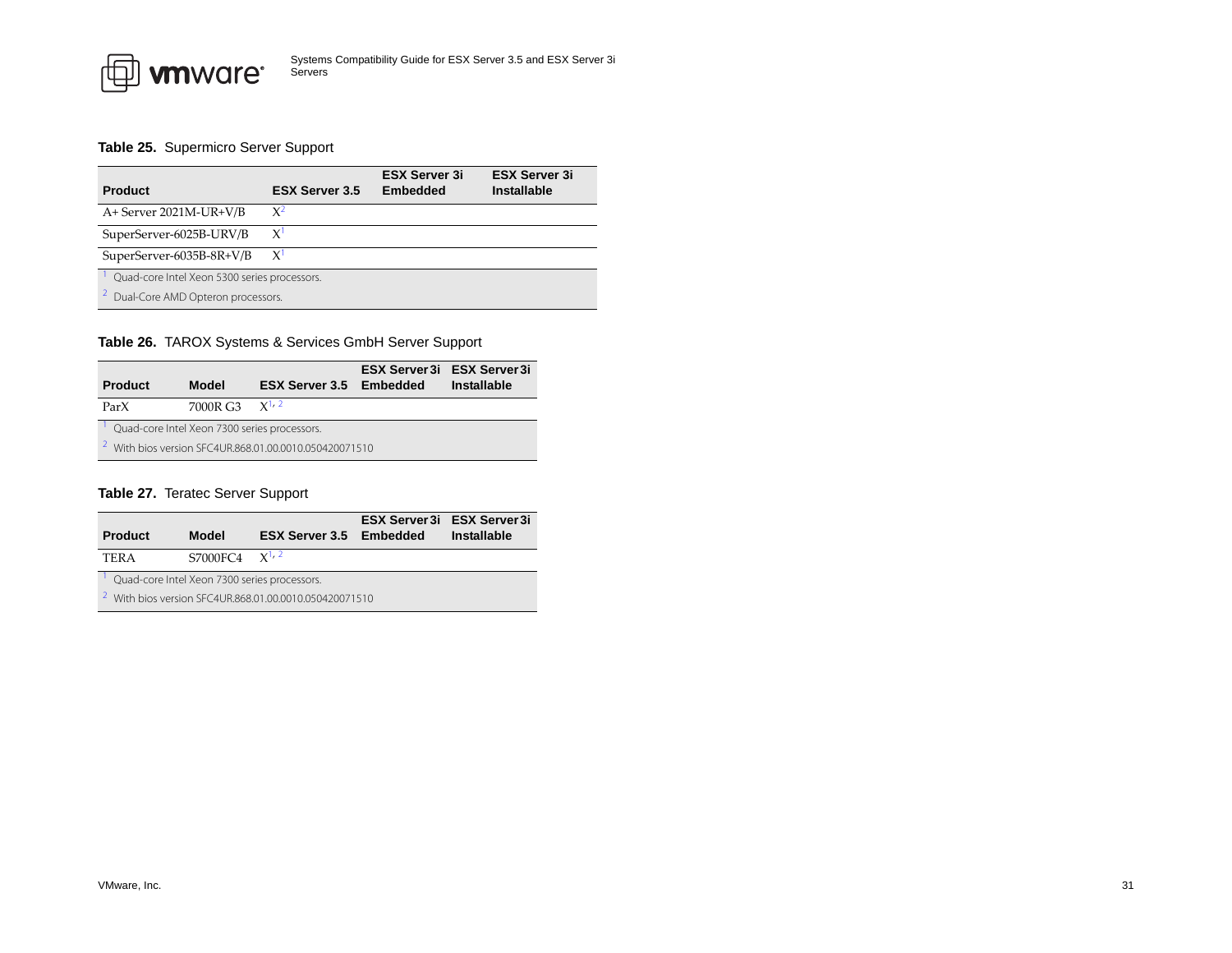**Table 25.** Supermicro Server Support

| Product | ESX Server 3.5 | ESX Server 3i Embedded | ESX Server 3i Installable |
|---|---|---|---|
| A+ Server 2021M-UR+V/B | X[2] | | |
| SuperServer-6025B-URV/B | X[1] | | |
| SuperServer-6035B-8R+V/B | X[1] | | |

[1] Quad-core Intel Xeon 5300 series processors.

[2] Dual-Core AMD Opteron processors.

**Table 26.** TAROX Systems & Services GmbH Server Support

| Product | Model | ESX Server 3.5 | ESX Server 3i Embedded | ESX Server 3i Installable |
|---|---|---|---|---|
| ParX | 7000R G3 | X[1, 2] | | |

[1] Quad-core Intel Xeon 7300 series processors.

[2] With bios version SFC4UR.868.01.00.0010.050420071510

**Table 27.** Teratec Server Support

| Product | Model | ESX Server 3.5 | ESX Server 3i Embedded | ESX Server 3i Installable |
|---|---|---|---|---|
| TERA | S7000FC4 | X[1, 2] | | |

[1] Quad-core Intel Xeon 7300 series processors.

[2] With bios version SFC4UR.868.01.00.0010.050420071510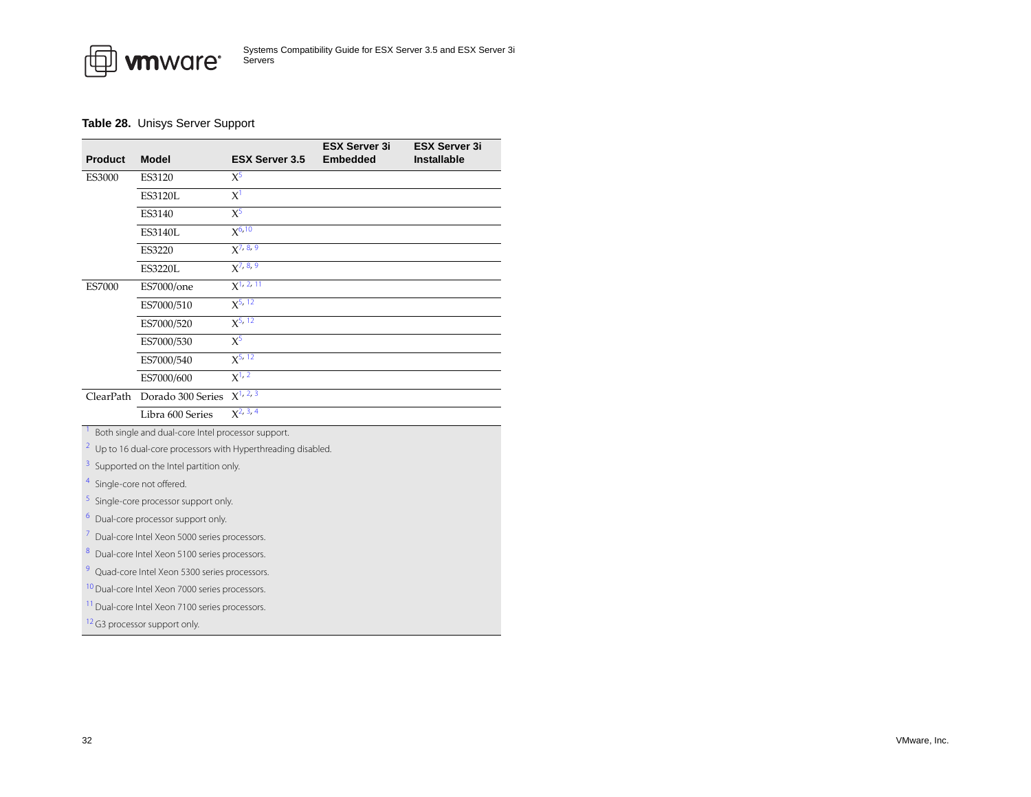**Table 28.** Unisys Server Support

| Product | Model | ESX Server 3.5 | ESX Server 3i Embedded | ESX Server 3i Installable |
|---|---|---|---|---|
| ES3000 | ES3120 | X[5] | | |
| | ES3120L | X[1] | | |
| | ES3140 | X[5] | | |
| | ES3140L | X[6,10] | | |
| | ES3220 | X[7, 8, 9] | | |
| | ES3220L | X[7, 8, 9] | | |
| ES7000 | ES7000/one | X[1, 2, 11] | | |
| | ES7000/510 | X[5, 12] | | |
| | ES7000/520 | X[5, 12] | | |
| | ES7000/530 | X[5] | | |
| | ES7000/540 | X[5, 12] | | |
| | ES7000/600 | X[1, 2] | | |
| ClearPath | Dorado 300 Series | X[1, 2, 3] | | |
| | Libra 600 Series | X[2, 3, 4] | | |

[1] Both single and dual-core Intel processor support.

[2] Up to 16 dual-core processors with Hyperthreading disabled.

[3] Supported on the Intel partition only.

[4] Single-core not offered.

[5] Single-core processor support only.

[6] Dual-core processor support only.

[7] Dual-core Intel Xeon 5000 series processors.

[8] Dual-core Intel Xeon 5100 series processors.

[9] Quad-core Intel Xeon 5300 series processors.

[10] Dual-core Intel Xeon 7000 series processors.

[11] Dual-core Intel Xeon 7100 series processors.

[12] G3 processor support only.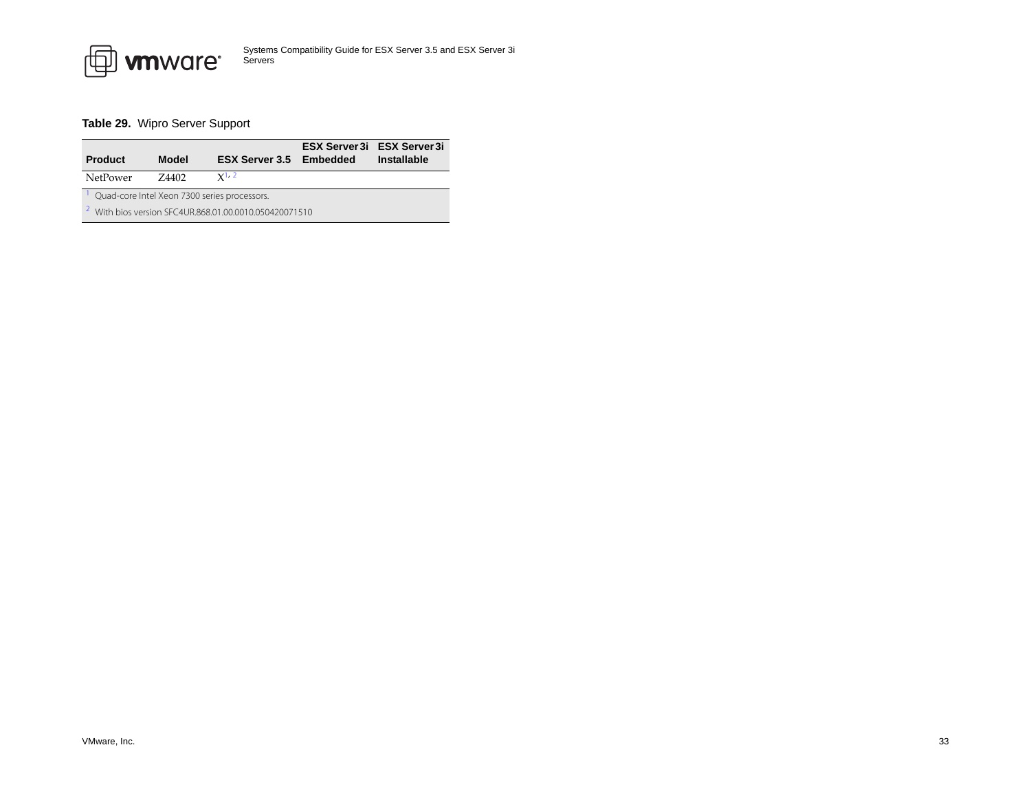**Table 29.** Wipro Server Support

| Product | Model | ESX Server 3.5 | ESX Server 3i Embedded | ESX Server 3i Installable |
|---|---|---|---|---|
| NetPower | Z4402 | X[1, 2] | | |

[1] Quad-core Intel Xeon 7300 series processors.

[2] With bios version SFC4UR.868.01.00.0010.050420071510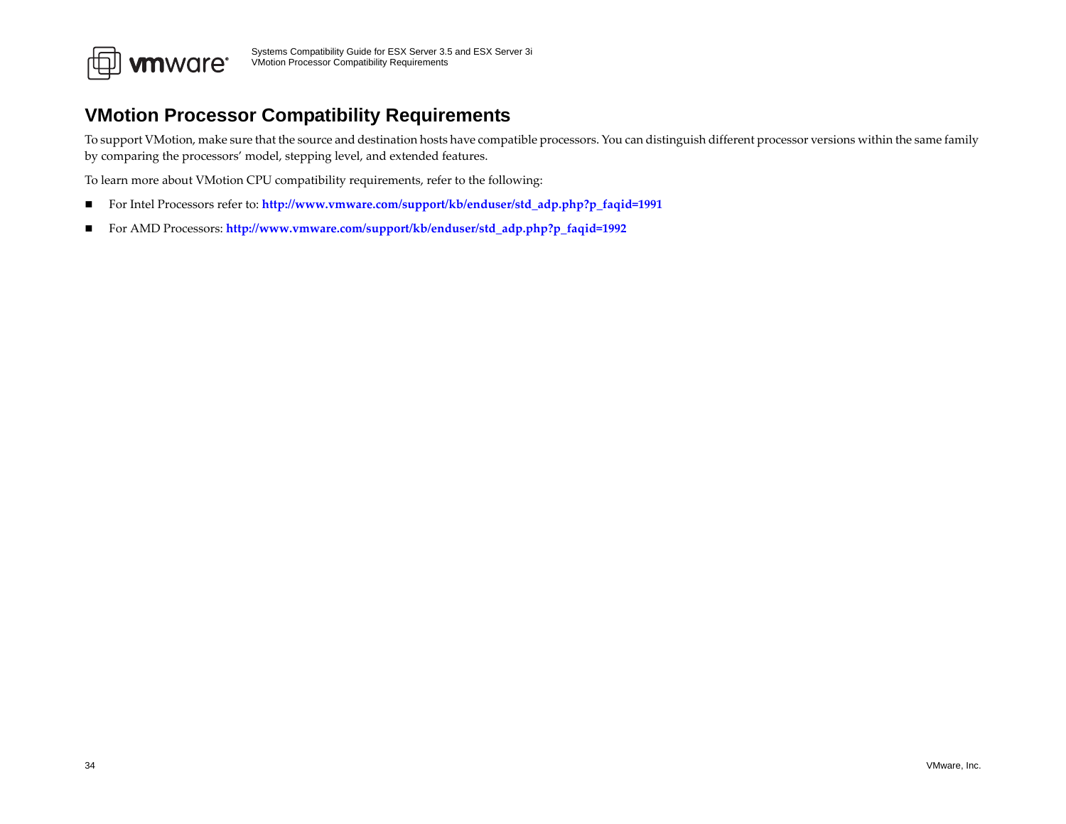# VMotion Processor Compatibility Requirements

To support VMotion, make sure that the source and destination hosts have compatible processors. You can distinguish different processor versions within the same family by comparing the processors' model, stepping level, and extended features.

To learn more about VMotion CPU compatibility requirements, refer to the following:

- For Intel Processors refer to: **http://www.vmware.com/support/kb/enduser/std_adp.php?p_faqid=1991**
- For AMD Processors: **http://www.vmware.com/support/kb/enduser/std_adp.php?p_faqid=1992**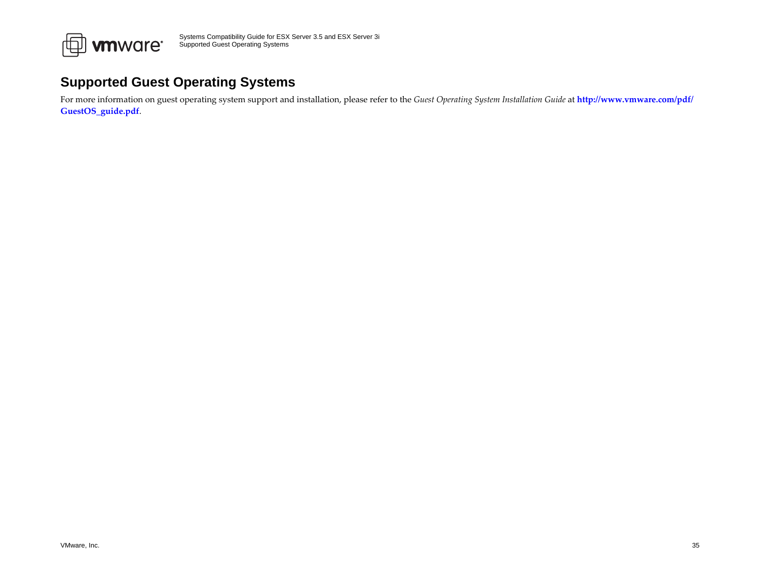## Supported Guest Operating Systems

For more information on guest operating system support and installation, please refer to the *Guest Operating System Installation Guide* at **http://www.vmware.com/pdf/GuestOS_guide.pdf**.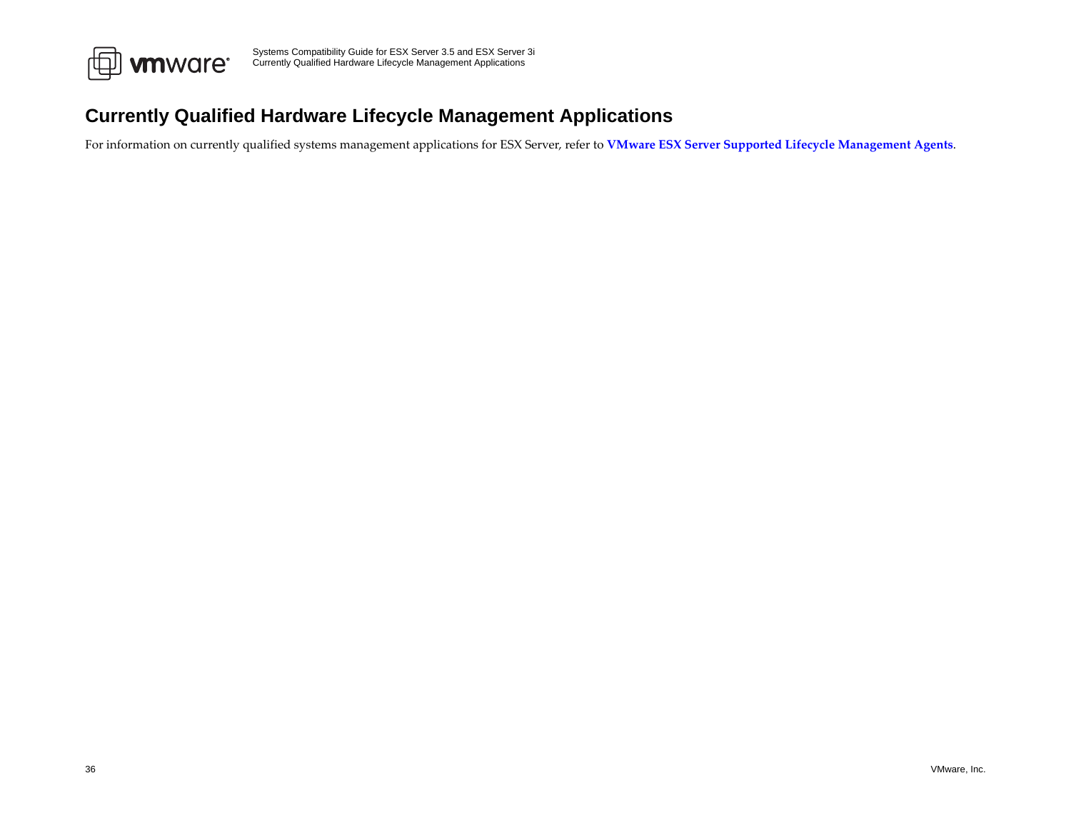# Currently Qualified Hardware Lifecycle Management Applications

For information on currently qualified systems management applications for ESX Server, refer to **VMware ESX Server Supported Lifecycle Management Agents**.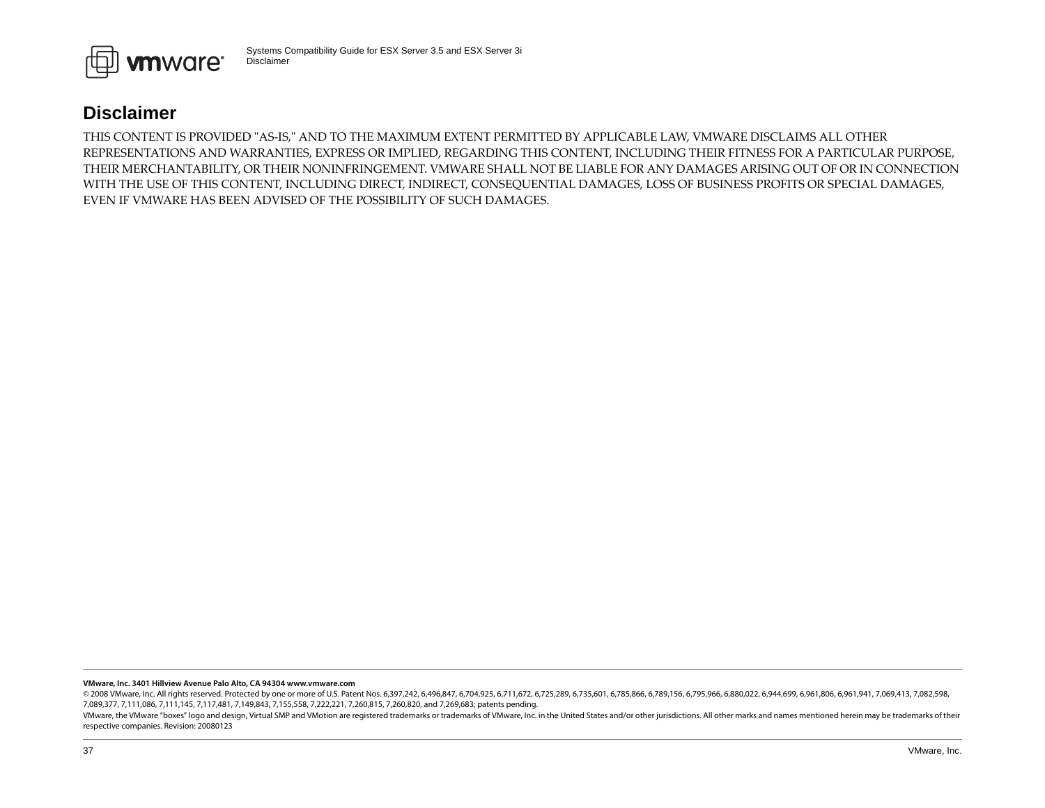# Disclaimer

THIS CONTENT IS PROVIDED "AS-IS," AND TO THE MAXIMUM EXTENT PERMITTED BY APPLICABLE LAW, VMWARE DISCLAIMS ALL OTHER REPRESENTATIONS AND WARRANTIES, EXPRESS OR IMPLIED, REGARDING THIS CONTENT, INCLUDING THEIR FITNESS FOR A PARTICULAR PURPOSE, THEIR MERCHANTABILITY, OR THEIR NONINFRINGEMENT. VMWARE SHALL NOT BE LIABLE FOR ANY DAMAGES ARISING OUT OF OR IN CONNECTION WITH THE USE OF THIS CONTENT, INCLUDING DIRECT, INDIRECT, CONSEQUENTIAL DAMAGES, LOSS OF BUSINESS PROFITS OR SPECIAL DAMAGES, EVEN IF VMWARE HAS BEEN ADVISED OF THE POSSIBILITY OF SUCH DAMAGES.

**VMware, Inc. 3401 Hillview Avenue Palo Alto, CA 94304 www.vmware.com**

© 2008 VMware, Inc. All rights reserved. Protected by one or more of U.S. Patent Nos. 6,397,242, 6,496,847, 6,704,925, 6,711,672, 6,725,289, 6,735,601, 6,785,866, 6,789,156, 6,795,966, 6,880,022, 6,944,699, 6,961,806, 6,961,941, 7,069,413, 7,082,598, 7,089,377, 7,111,086, 7,111,145, 7,117,481, 7,149,843, 7,155,558, 7,222,221, 7,260,815, 7,260,820, and 7,269,683; patents pending.

VMware, the VMware "boxes" logo and design, Virtual SMP and VMotion are registered trademarks or trademarks of VMware, Inc. in the United States and/or other jurisdictions. All other marks and names mentioned herein may be trademarks of their respective companies. Revision: 20080123